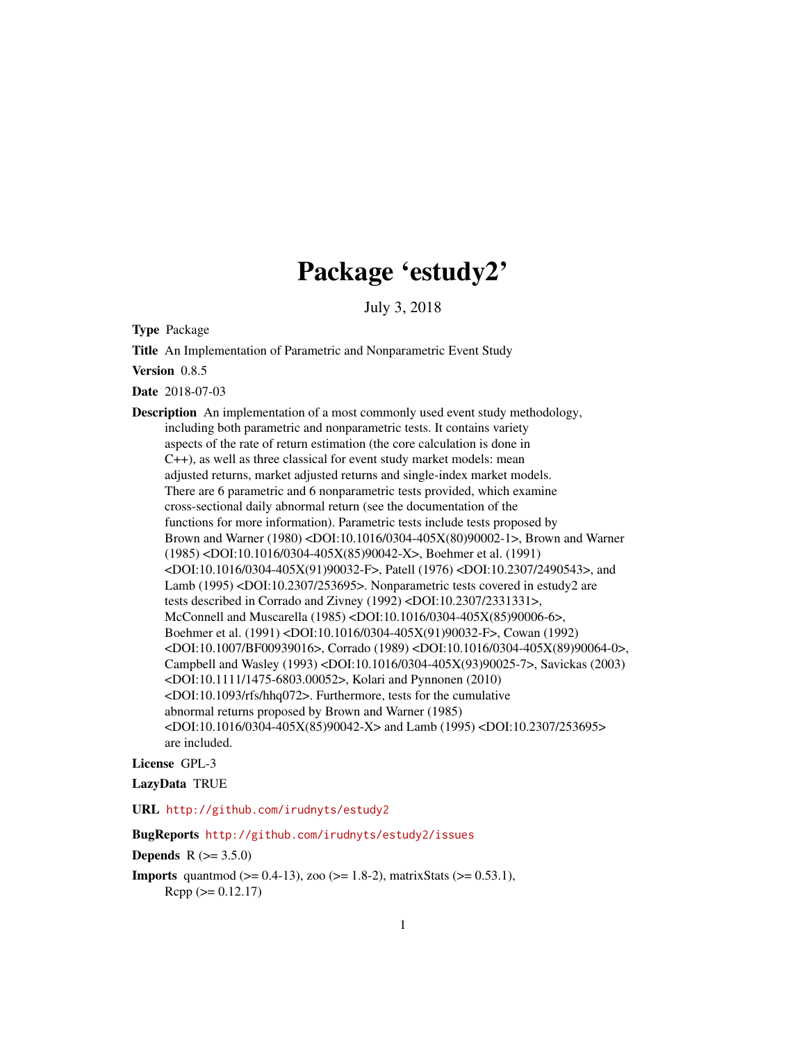# Package 'estudy2'

July 3, 2018

**Type** Package

**Title** An Implementation of Parametric and Nonparametric Event Study

**Version** 0.8.5

**Date** 2018-07-03

**Description** An implementation of a most commonly used event study methodology, including both parametric and nonparametric tests. It contains variety aspects of the rate of return estimation (the core calculation is done in C++), as well as three classical for event study market models: mean adjusted returns, market adjusted returns and single-index market models. There are 6 parametric and 6 nonparametric tests provided, which examine cross-sectional daily abnormal return (see the documentation of the functions for more information). Parametric tests include tests proposed by Brown and Warner (1980) <DOI:10.1016/0304-405X(80)90002-1>, Brown and Warner (1985) <DOI:10.1016/0304-405X(85)90042-X>, Boehmer et al. (1991) <DOI:10.1016/0304-405X(91)90032-F>, Patell (1976) <DOI:10.2307/2490543>, and Lamb (1995) <DOI:10.2307/253695>. Nonparametric tests covered in estudy2 are tests described in Corrado and Zivney (1992) <DOI:10.2307/2331331>, McConnell and Muscarella (1985) <DOI:10.1016/0304-405X(85)90006-6>, Boehmer et al. (1991) <DOI:10.1016/0304-405X(91)90032-F>, Cowan (1992) <DOI:10.1007/BF00939016>, Corrado (1989) <DOI:10.1016/0304-405X(89)90064-0>, Campbell and Wasley (1993) <DOI:10.1016/0304-405X(93)90025-7>, Savickas (2003) <DOI:10.1111/1475-6803.00052>, Kolari and Pynnonen (2010) <DOI:10.1093/rfs/hhq072>. Furthermore, tests for the cumulative abnormal returns proposed by Brown and Warner (1985) <DOI:10.1016/0304-405X(85)90042-X> and Lamb (1995) <DOI:10.2307/253695> are included.

**License** GPL-3

**LazyData** TRUE

**URL** http://github.com/irudnyts/estudy2

**BugReports** http://github.com/irudnyts/estudy2/issues

**Depends** R (>= 3.5.0)

**Imports** quantmod (>= 0.4-13), zoo (>= 1.8-2), matrixStats (>= 0.53.1), Rcpp (>= 0.12.17)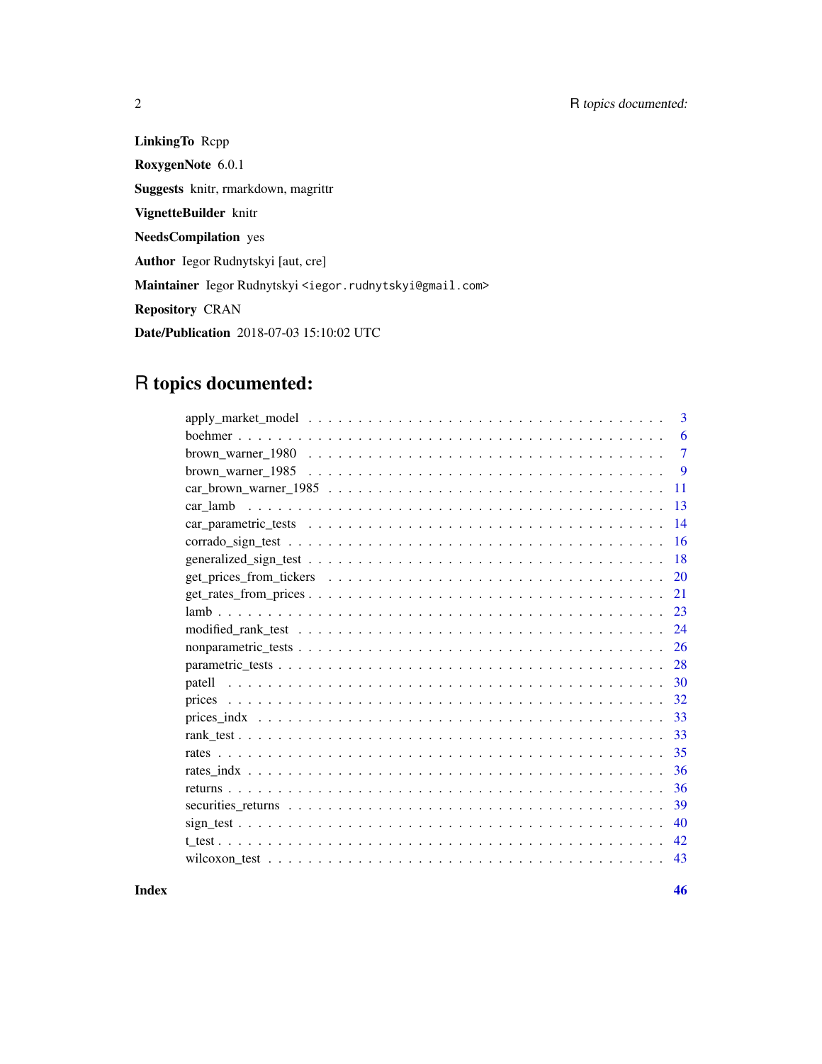**LinkingTo** Rcpp

**RoxygenNote** 6.0.1

**Suggests** knitr, rmarkdown, magrittr

**VignetteBuilder** knitr

**NeedsCompilation** yes

**Author** Iegor Rudnytskyi [aut, cre]

**Maintainer** Iegor Rudnytskyi <iegor.rudnytskyi@gmail.com>

**Repository** CRAN

**Date/Publication** 2018-07-03 15:10:02 UTC

# R topics documented:

| | |
|---|---|
| apply_market_model | 3 |
| boehmer | 6 |
| brown_warner_1980 | 7 |
| brown_warner_1985 | 9 |
| car_brown_warner_1985 | 11 |
| car_lamb | 13 |
| car_parametric_tests | 14 |
| corrado_sign_test | 16 |
| generalized_sign_test | 18 |
| get_prices_from_tickers | 20 |
| get_rates_from_prices | 21 |
| lamb | 23 |
| modified_rank_test | 24 |
| nonparametric_tests | 26 |
| parametric_tests | 28 |
| patell | 30 |
| prices | 32 |
| prices_indx | 33 |
| rank_test | 33 |
| rates | 35 |
| rates_indx | 36 |
| returns | 36 |
| securities_returns | 39 |
| sign_test | 40 |
| t_test | 42 |
| wilcoxon_test | 43 |

**Index** **46**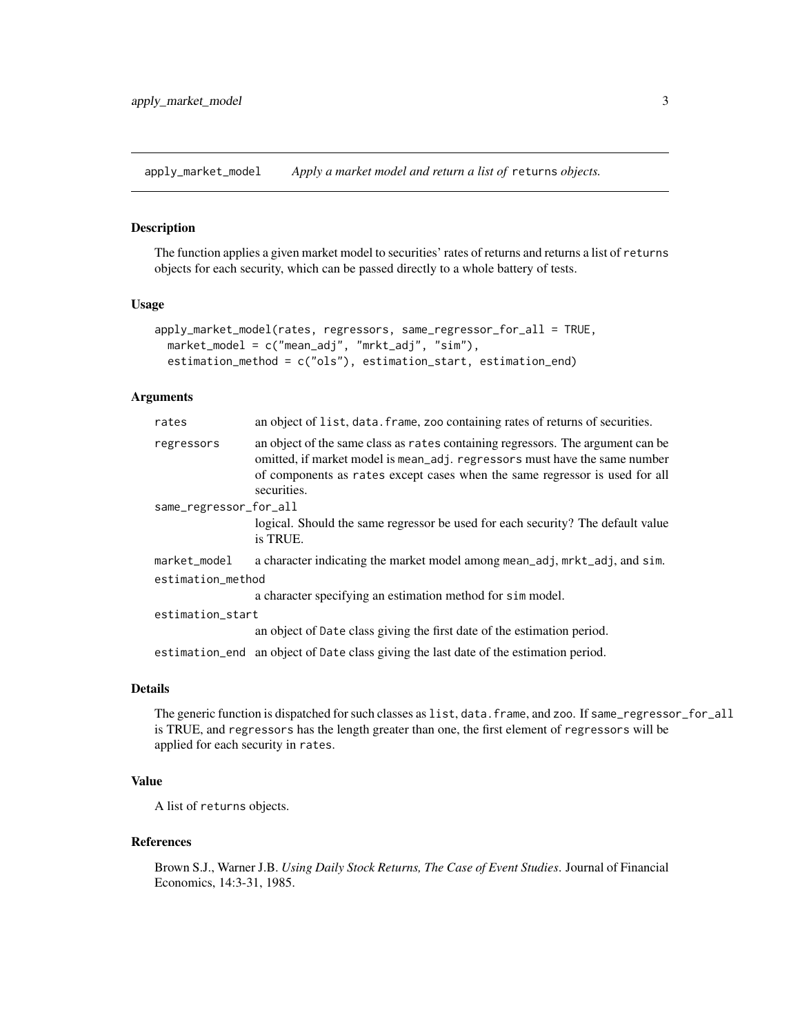## apply_market_model — *Apply a market model and return a list of* `returns` *objects.*

### Description

The function applies a given market model to securities' rates of returns and returns a list of `returns` objects for each security, which can be passed directly to a whole battery of tests.

### Usage

```
apply_market_model(rates, regressors, same_regressor_for_all = TRUE,
  market_model = c("mean_adj", "mrkt_adj", "sim"),
  estimation_method = c("ols"), estimation_start, estimation_end)
```

### Arguments

| | |
|---|---|
| `rates` | an object of `list`, `data.frame`, `zoo` containing rates of returns of securities. |
| `regressors` | an object of the same class as `rates` containing regressors. The argument can be omitted, if market model is `mean_adj`. `regressors` must have the same number of components as `rates` except cases when the same regressor is used for all securities. |
| `same_regressor_for_all` | logical. Should the same regressor be used for each security? The default value is TRUE. |
| `market_model` | a character indicating the market model among `mean_adj`, `mrkt_adj`, and `sim`. |
| `estimation_method` | a character specifying an estimation method for `sim` model. |
| `estimation_start` | an object of `Date` class giving the first date of the estimation period. |
| `estimation_end` | an object of `Date` class giving the last date of the estimation period. |

### Details

The generic function is dispatched for such classes as `list`, `data.frame`, and `zoo`. If `same_regressor_for_all` is TRUE, and `regressors` has the length greater than one, the first element of `regressors` will be applied for each security in `rates`.

### Value

A list of `returns` objects.

### References

Brown S.J., Warner J.B. *Using Daily Stock Returns, The Case of Event Studies*. Journal of Financial Economics, 14:3-31, 1985.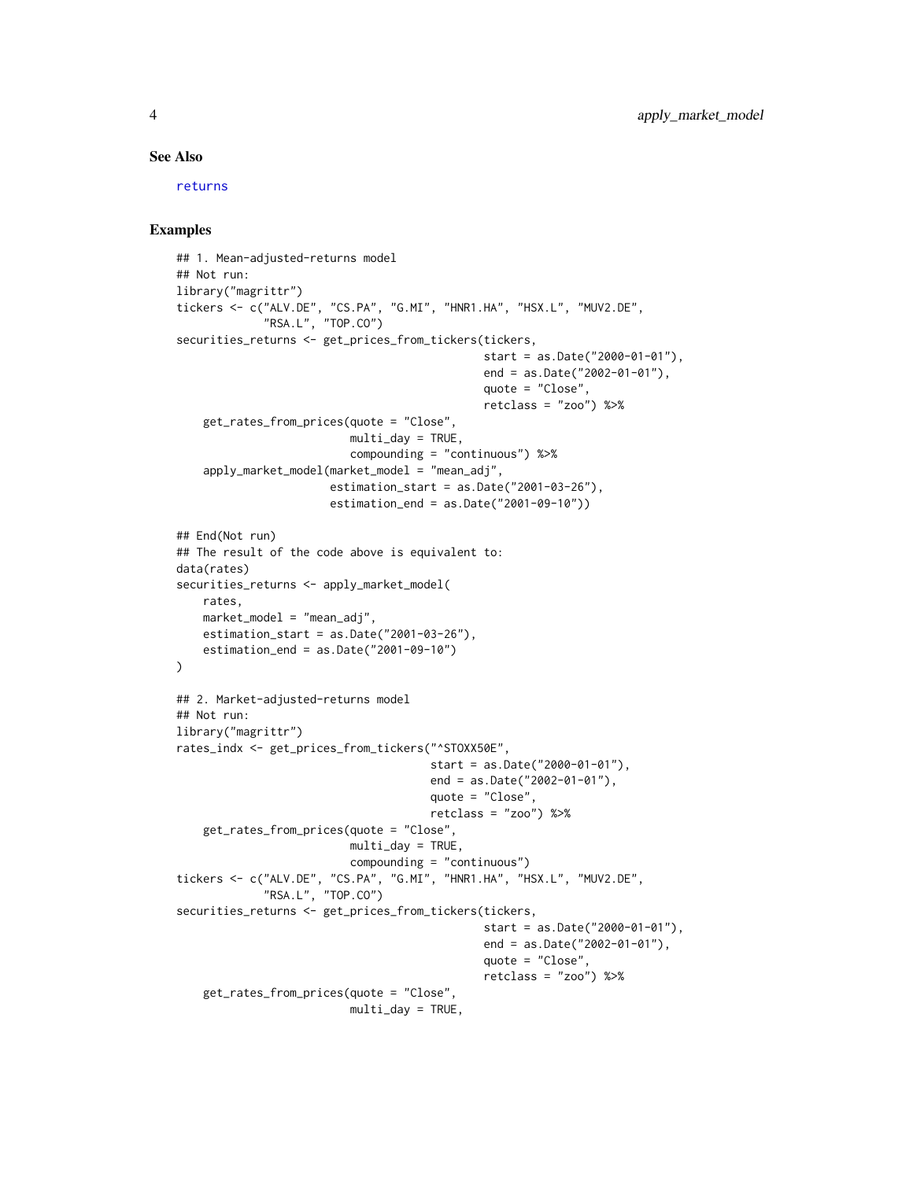### See Also

returns

### Examples

```
## 1. Mean-adjusted-returns model
## Not run:
library("magrittr")
tickers <- c("ALV.DE", "CS.PA", "G.MI", "HNR1.HA", "HSX.L", "MUV2.DE",
             "RSA.L", "TOP.CO")
securities_returns <- get_prices_from_tickers(tickers,
                                              start = as.Date("2000-01-01"),
                                              end = as.Date("2002-01-01"),
                                              quote = "Close",
                                              retclass = "zoo") %>%
    get_rates_from_prices(quote = "Close",
                          multi_day = TRUE,
                          compounding = "continuous") %>%
    apply_market_model(market_model = "mean_adj",
                       estimation_start = as.Date("2001-03-26"),
                       estimation_end = as.Date("2001-09-10"))

## End(Not run)
## The result of the code above is equivalent to:
data(rates)
securities_returns <- apply_market_model(
    rates,
    market_model = "mean_adj",
    estimation_start = as.Date("2001-03-26"),
    estimation_end = as.Date("2001-09-10")
)

## 2. Market-adjusted-returns model
## Not run:
library("magrittr")
rates_indx <- get_prices_from_tickers("^STOXX50E",
                                      start = as.Date("2000-01-01"),
                                      end = as.Date("2002-01-01"),
                                      quote = "Close",
                                      retclass = "zoo") %>%
    get_rates_from_prices(quote = "Close",
                          multi_day = TRUE,
                          compounding = "continuous")
tickers <- c("ALV.DE", "CS.PA", "G.MI", "HNR1.HA", "HSX.L", "MUV2.DE",
             "RSA.L", "TOP.CO")
securities_returns <- get_prices_from_tickers(tickers,
                                              start = as.Date("2000-01-01"),
                                              end = as.Date("2002-01-01"),
                                              quote = "Close",
                                              retclass = "zoo") %>%
    get_rates_from_prices(quote = "Close",
                          multi_day = TRUE,
```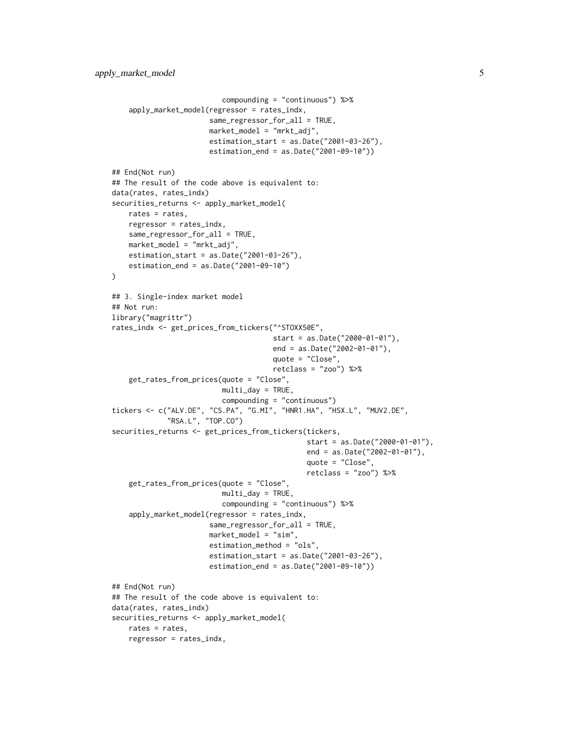```
                           compounding = "continuous") %>%
    apply_market_model(regressor = rates_indx,
                       same_regressor_for_all = TRUE,
                       market_model = "mrkt_adj",
                       estimation_start = as.Date("2001-03-26"),
                       estimation_end = as.Date("2001-09-10"))

## End(Not run)
## The result of the code above is equivalent to:
data(rates, rates_indx)
securities_returns <- apply_market_model(
    rates = rates,
    regressor = rates_indx,
    same_regressor_for_all = TRUE,
    market_model = "mrkt_adj",
    estimation_start = as.Date("2001-03-26"),
    estimation_end = as.Date("2001-09-10")
)

## 3. Single-index market model
## Not run:
library("magrittr")
rates_indx <- get_prices_from_tickers("^STOXX50E",
                                      start = as.Date("2000-01-01"),
                                      end = as.Date("2002-01-01"),
                                      quote = "Close",
                                      retclass = "zoo") %>%
    get_rates_from_prices(quote = "Close",
                          multi_day = TRUE,
                          compounding = "continuous")
tickers <- c("ALV.DE", "CS.PA", "G.MI", "HNR1.HA", "HSX.L", "MUV2.DE",
             "RSA.L", "TOP.CO")
securities_returns <- get_prices_from_tickers(tickers,
                                              start = as.Date("2000-01-01"),
                                              end = as.Date("2002-01-01"),
                                              quote = "Close",
                                              retclass = "zoo") %>%
    get_rates_from_prices(quote = "Close",
                          multi_day = TRUE,
                          compounding = "continuous") %>%
    apply_market_model(regressor = rates_indx,
                       same_regressor_for_all = TRUE,
                       market_model = "sim",
                       estimation_method = "ols",
                       estimation_start = as.Date("2001-03-26"),
                       estimation_end = as.Date("2001-09-10"))

## End(Not run)
## The result of the code above is equivalent to:
data(rates, rates_indx)
securities_returns <- apply_market_model(
    rates = rates,
    regressor = rates_indx,
```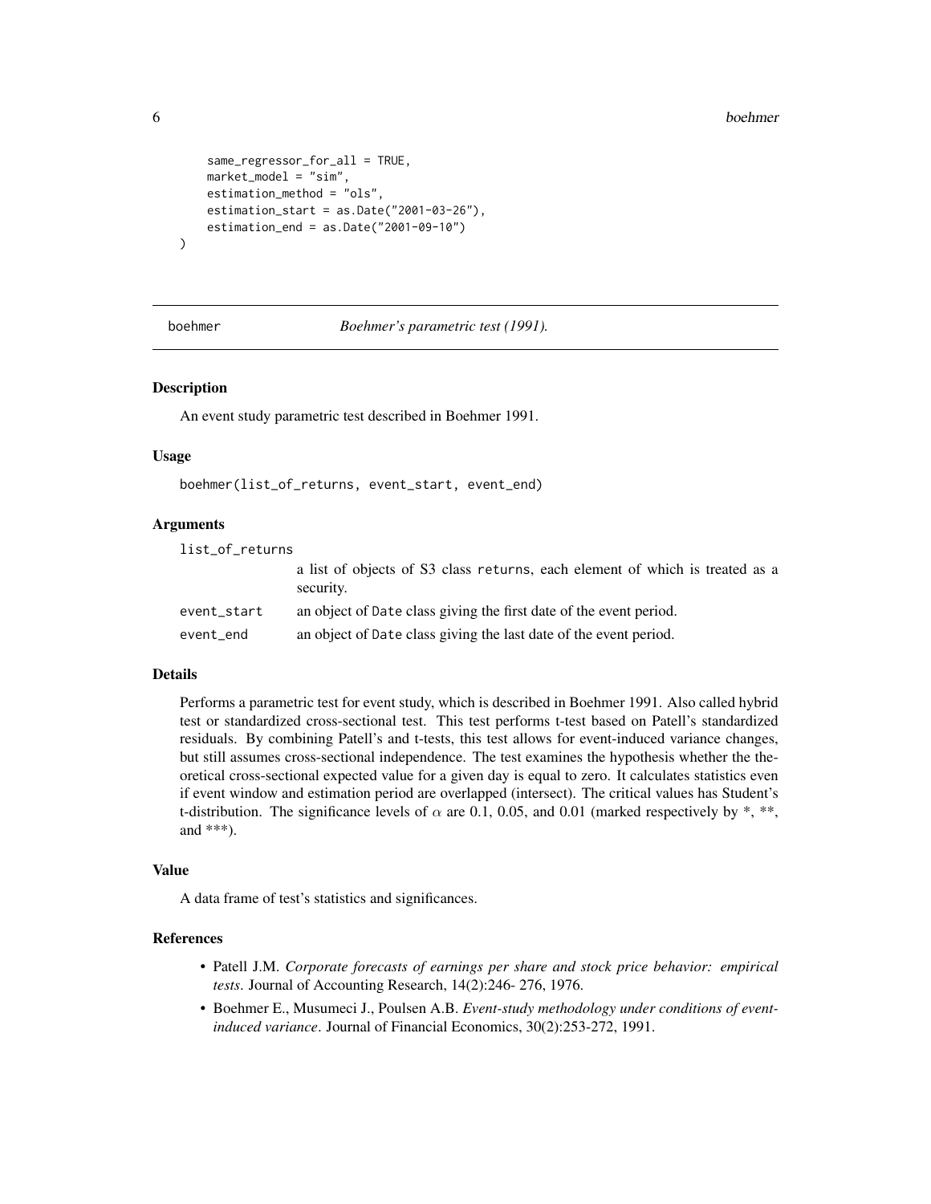```
    same_regressor_for_all = TRUE,
    market_model = "sim",
    estimation_method = "ols",
    estimation_start = as.Date("2001-03-26"),
    estimation_end = as.Date("2001-09-10")
)
```

## boehmer — *Boehmer's parametric test (1991).*

### Description

An event study parametric test described in Boehmer 1991.

### Usage

```
boehmer(list_of_returns, event_start, event_end)
```

### Arguments

| | |
|---|---|
| `list_of_returns` | a list of objects of S3 class `returns`, each element of which is treated as a security. |
| `event_start` | an object of `Date` class giving the first date of the event period. |
| `event_end` | an object of `Date` class giving the last date of the event period. |

### Details

Performs a parametric test for event study, which is described in Boehmer 1991. Also called hybrid test or standardized cross-sectional test. This test performs t-test based on Patell's standardized residuals. By combining Patell's and t-tests, this test allows for event-induced variance changes, but still assumes cross-sectional independence. The test examines the hypothesis whether the theoretical cross-sectional expected value for a given day is equal to zero. It calculates statistics even if event window and estimation period are overlapped (intersect). The critical values has Student's t-distribution. The significance levels of $\alpha$ are 0.1, 0.05, and 0.01 (marked respectively by *, **, and ***).

### Value

A data frame of test's statistics and significances.

### References

- Patell J.M. *Corporate forecasts of earnings per share and stock price behavior: empirical tests*. Journal of Accounting Research, 14(2):246- 276, 1976.
- Boehmer E., Musumeci J., Poulsen A.B. *Event-study methodology under conditions of event-induced variance*. Journal of Financial Economics, 30(2):253-272, 1991.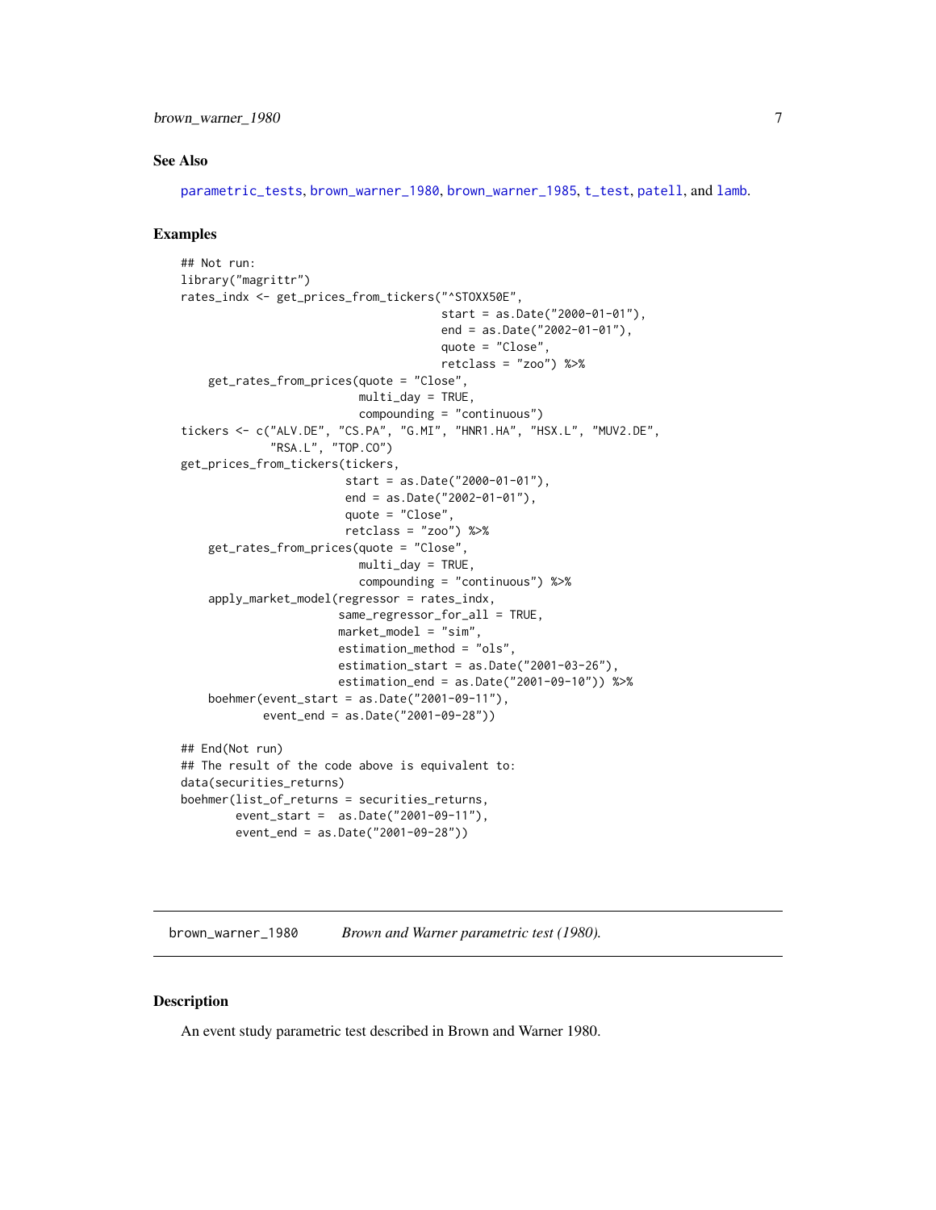### See Also

parametric_tests, brown_warner_1980, brown_warner_1985, t_test, patell, and lamb.

### Examples

```
## Not run:
library("magrittr")
rates_indx <- get_prices_from_tickers("^STOXX50E",
                                      start = as.Date("2000-01-01"),
                                      end = as.Date("2002-01-01"),
                                      quote = "Close",
                                      retclass = "zoo") %>%
    get_rates_from_prices(quote = "Close",
                          multi_day = TRUE,
                          compounding = "continuous")
tickers <- c("ALV.DE", "CS.PA", "G.MI", "HNR1.HA", "HSX.L", "MUV2.DE",
             "RSA.L", "TOP.CO")
get_prices_from_tickers(tickers,
                        start = as.Date("2000-01-01"),
                        end = as.Date("2002-01-01"),
                        quote = "Close",
                        retclass = "zoo") %>%
    get_rates_from_prices(quote = "Close",
                          multi_day = TRUE,
                          compounding = "continuous") %>%
    apply_market_model(regressor = rates_indx,
                       same_regressor_for_all = TRUE,
                       market_model = "sim",
                       estimation_method = "ols",
                       estimation_start = as.Date("2001-03-26"),
                       estimation_end = as.Date("2001-09-10")) %>%
    boehmer(event_start = as.Date("2001-09-11"),
            event_end = as.Date("2001-09-28"))

## End(Not run)
## The result of the code above is equivalent to:
data(securities_returns)
boehmer(list_of_returns = securities_returns,
        event_start =  as.Date("2001-09-11"),
        event_end = as.Date("2001-09-28"))
```

---

## brown_warner_1980 &nbsp;&nbsp;&nbsp; *Brown and Warner parametric test (1980).*

---

### Description

An event study parametric test described in Brown and Warner 1980.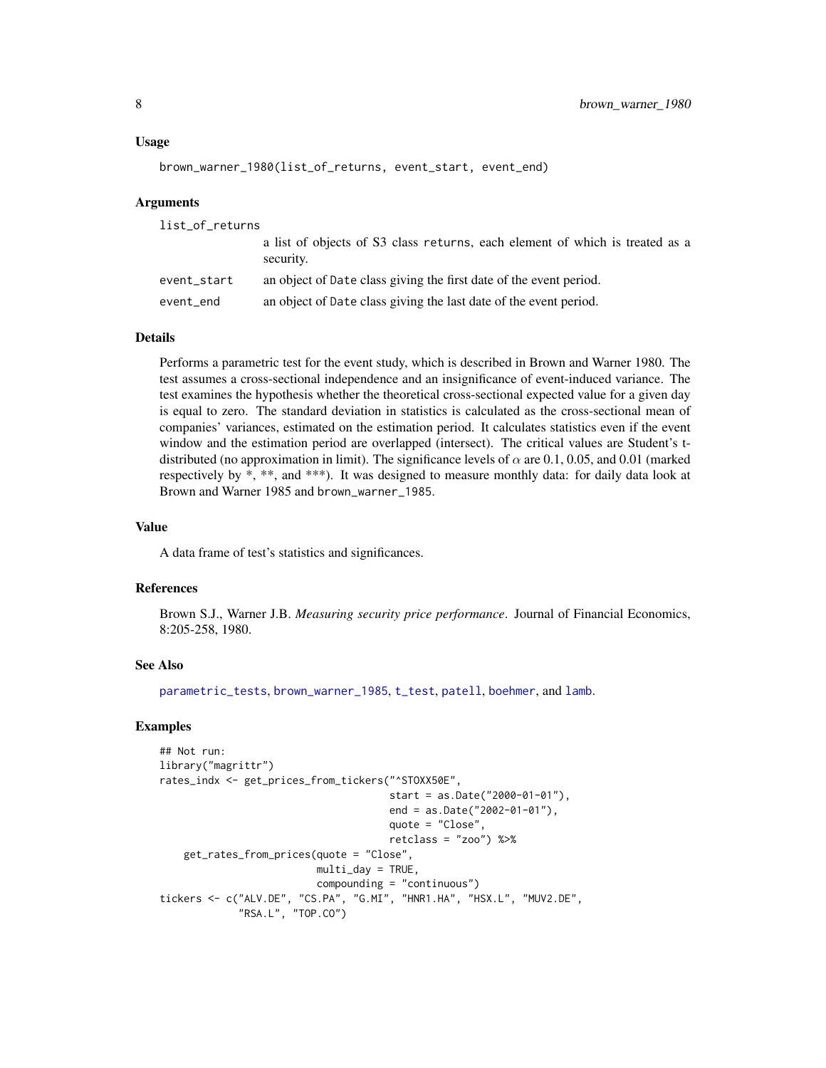### Usage

```
brown_warner_1980(list_of_returns, event_start, event_end)
```

### Arguments

| | |
|---|---|
| list_of_returns | a list of objects of S3 class returns, each element of which is treated as a security. |
| event_start | an object of Date class giving the first date of the event period. |
| event_end | an object of Date class giving the last date of the event period. |

### Details

Performs a parametric test for the event study, which is described in Brown and Warner 1980. The test assumes a cross-sectional independence and an insignificance of event-induced variance. The test examines the hypothesis whether the theoretical cross-sectional expected value for a given day is equal to zero. The standard deviation in statistics is calculated as the cross-sectional mean of companies' variances, estimated on the estimation period. It calculates statistics even if the event window and the estimation period are overlapped (intersect). The critical values are Student's t-distributed (no approximation in limit). The significance levels of $\alpha$ are 0.1, 0.05, and 0.01 (marked respectively by *, **, and ***). It was designed to measure monthly data: for daily data look at Brown and Warner 1985 and brown_warner_1985.

### Value

A data frame of test's statistics and significances.

### References

Brown S.J., Warner J.B. *Measuring security price performance*. Journal of Financial Economics, 8:205-258, 1980.

### See Also

parametric_tests, brown_warner_1985, t_test, patell, boehmer, and lamb.

### Examples

```
## Not run:
library("magrittr")
rates_indx <- get_prices_from_tickers("^STOXX50E",
                                      start = as.Date("2000-01-01"),
                                      end = as.Date("2002-01-01"),
                                      quote = "Close",
                                      retclass = "zoo") %>%
    get_rates_from_prices(quote = "Close",
                          multi_day = TRUE,
                          compounding = "continuous")
tickers <- c("ALV.DE", "CS.PA", "G.MI", "HNR1.HA", "HSX.L", "MUV2.DE",
             "RSA.L", "TOP.CO")
```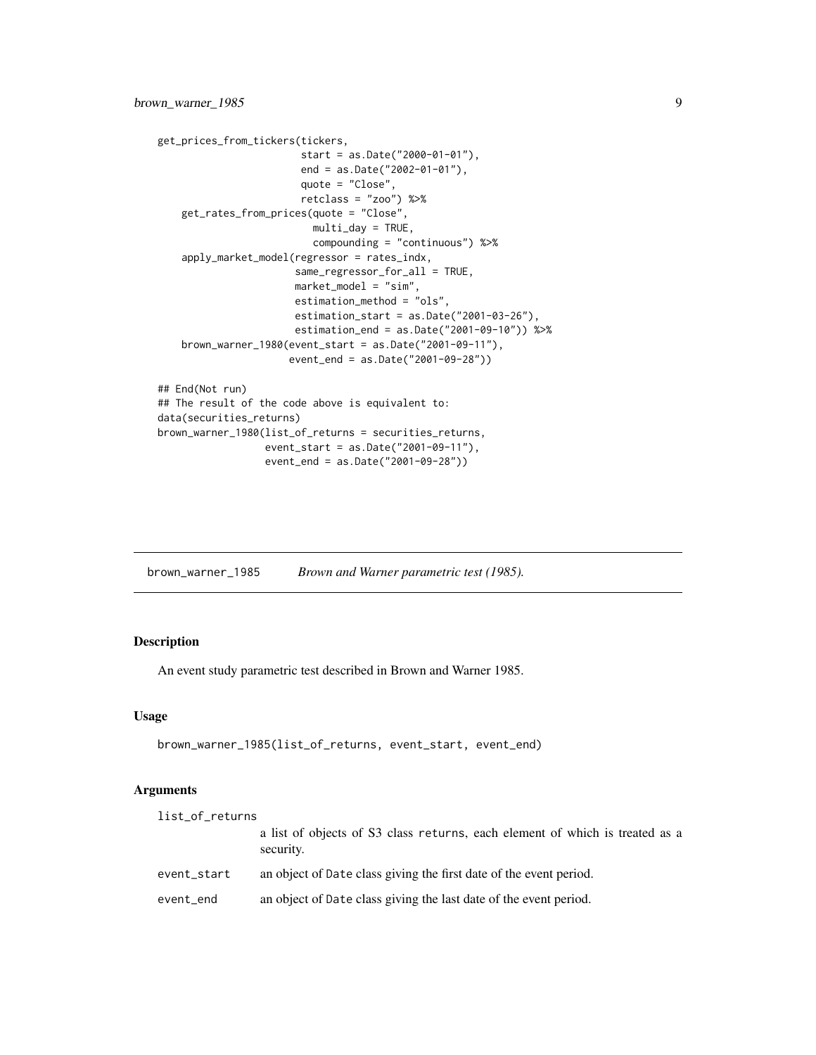```
get_prices_from_tickers(tickers,
                        start = as.Date("2000-01-01"),
                        end = as.Date("2002-01-01"),
                        quote = "Close",
                        retclass = "zoo") %>%
    get_rates_from_prices(quote = "Close",
                          multi_day = TRUE,
                          compounding = "continuous") %>%
    apply_market_model(regressor = rates_indx,
                       same_regressor_for_all = TRUE,
                       market_model = "sim",
                       estimation_method = "ols",
                       estimation_start = as.Date("2001-03-26"),
                       estimation_end = as.Date("2001-09-10")) %>%
    brown_warner_1980(event_start = as.Date("2001-09-11"),
                      event_end = as.Date("2001-09-28"))

## End(Not run)
## The result of the code above is equivalent to:
data(securities_returns)
brown_warner_1980(list_of_returns = securities_returns,
                  event_start = as.Date("2001-09-11"),
                  event_end = as.Date("2001-09-28"))
```

## brown_warner_1985 *Brown and Warner parametric test (1985).*

### Description

An event study parametric test described in Brown and Warner 1985.

### Usage

```
brown_warner_1985(list_of_returns, event_start, event_end)
```

### Arguments

| | |
|---|---|
| list_of_returns | a list of objects of S3 class returns, each element of which is treated as a security. |
| event_start | an object of Date class giving the first date of the event period. |
| event_end | an object of Date class giving the last date of the event period. |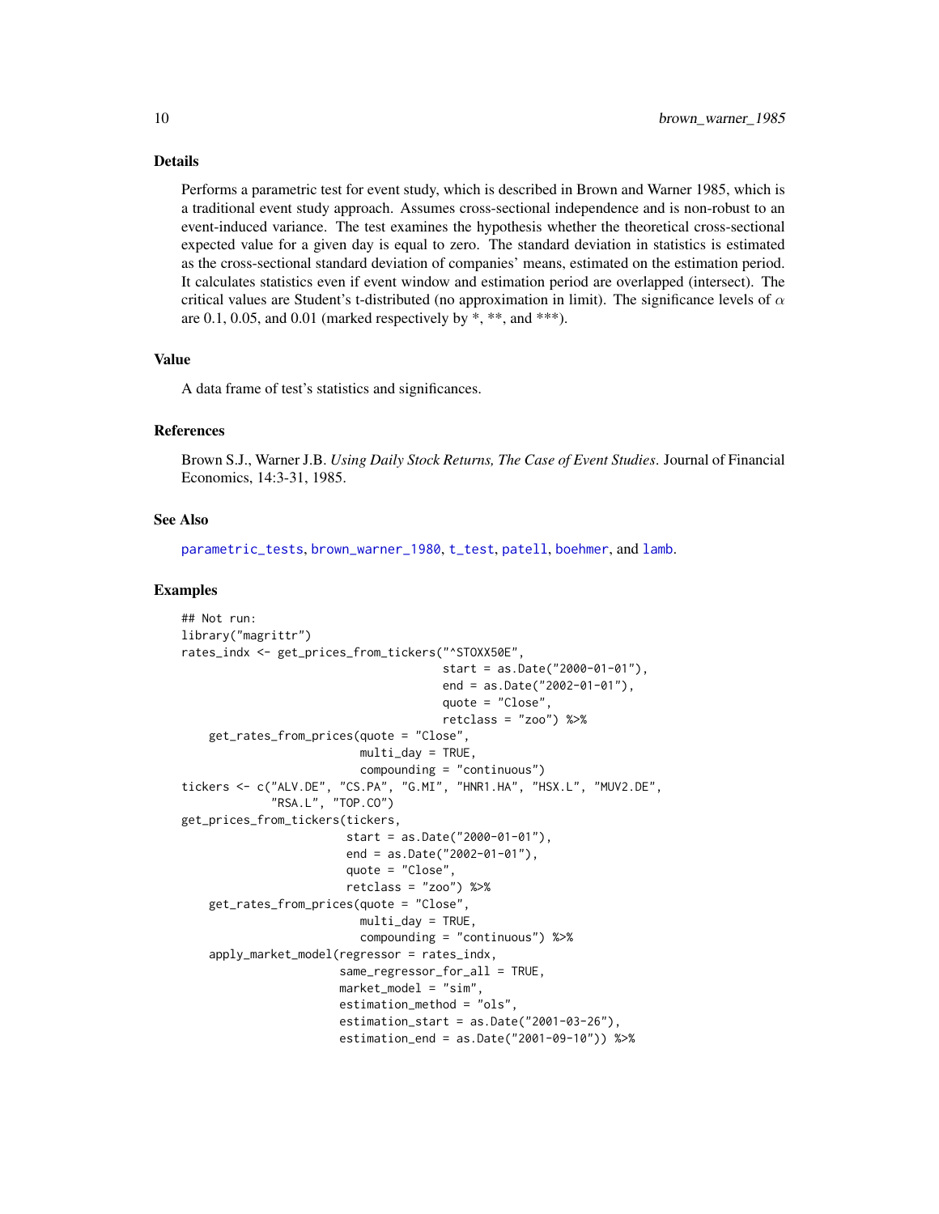## Details

Performs a parametric test for event study, which is described in Brown and Warner 1985, which is a traditional event study approach. Assumes cross-sectional independence and is non-robust to an event-induced variance. The test examines the hypothesis whether the theoretical cross-sectional expected value for a given day is equal to zero. The standard deviation in statistics is estimated as the cross-sectional standard deviation of companies' means, estimated on the estimation period. It calculates statistics even if event window and estimation period are overlapped (intersect). The critical values are Student's t-distributed (no approximation in limit). The significance levels of $\alpha$ are 0.1, 0.05, and 0.01 (marked respectively by *, **, and ***).

## Value

A data frame of test's statistics and significances.

## References

Brown S.J., Warner J.B. *Using Daily Stock Returns, The Case of Event Studies*. Journal of Financial Economics, 14:3-31, 1985.

## See Also

parametric_tests, brown_warner_1980, t_test, patell, boehmer, and lamb.

## Examples

```
## Not run:
library("magrittr")
rates_indx <- get_prices_from_tickers("^STOXX50E",
                                      start = as.Date("2000-01-01"),
                                      end = as.Date("2002-01-01"),
                                      quote = "Close",
                                      retclass = "zoo") %>%
    get_rates_from_prices(quote = "Close",
                          multi_day = TRUE,
                          compounding = "continuous")
tickers <- c("ALV.DE", "CS.PA", "G.MI", "HNR1.HA", "HSX.L", "MUV2.DE",
             "RSA.L", "TOP.CO")
get_prices_from_tickers(tickers,
                        start = as.Date("2000-01-01"),
                        end = as.Date("2002-01-01"),
                        quote = "Close",
                        retclass = "zoo") %>%
    get_rates_from_prices(quote = "Close",
                          multi_day = TRUE,
                          compounding = "continuous") %>%
    apply_market_model(regressor = rates_indx,
                       same_regressor_for_all = TRUE,
                       market_model = "sim",
                       estimation_method = "ols",
                       estimation_start = as.Date("2001-03-26"),
                       estimation_end = as.Date("2001-09-10")) %>%
```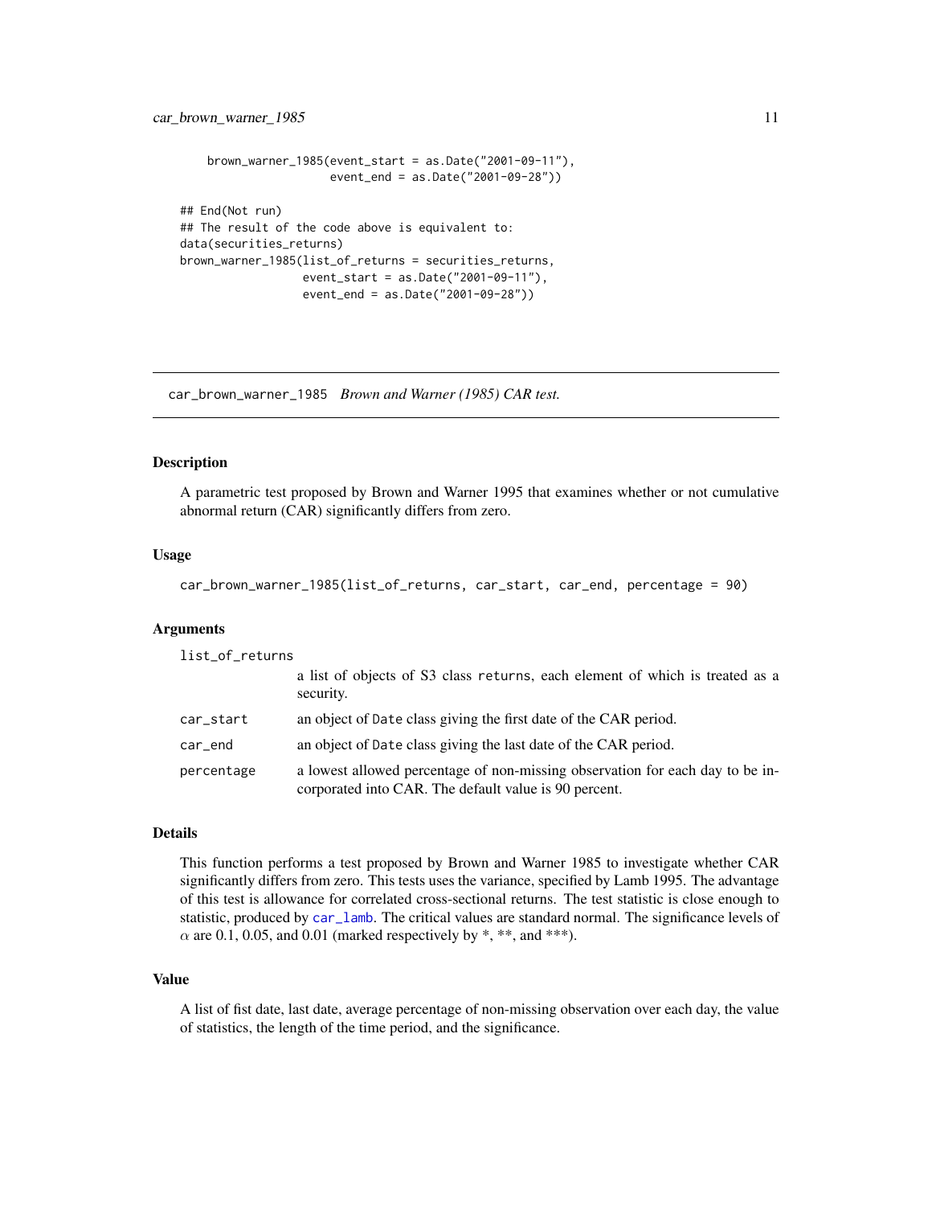```
    brown_warner_1985(event_start = as.Date("2001-09-11"),
                      event_end = as.Date("2001-09-28"))

## End(Not run)
## The result of the code above is equivalent to:
data(securities_returns)
brown_warner_1985(list_of_returns = securities_returns,
                  event_start = as.Date("2001-09-11"),
                  event_end = as.Date("2001-09-28"))
```

---

## car_brown_warner_1985 *Brown and Warner (1985) CAR test.*

---

### Description

A parametric test proposed by Brown and Warner 1995 that examines whether or not cumulative abnormal return (CAR) significantly differs from zero.

### Usage

```
car_brown_warner_1985(list_of_returns, car_start, car_end, percentage = 90)
```

### Arguments

| | |
|---|---|
| list_of_returns | a list of objects of S3 class returns, each element of which is treated as a security. |
| car_start | an object of Date class giving the first date of the CAR period. |
| car_end | an object of Date class giving the last date of the CAR period. |
| percentage | a lowest allowed percentage of non-missing observation for each day to be incorporated into CAR. The default value is 90 percent. |

### Details

This function performs a test proposed by Brown and Warner 1985 to investigate whether CAR significantly differs from zero. This tests uses the variance, specified by Lamb 1995. The advantage of this test is allowance for correlated cross-sectional returns. The test statistic is close enough to statistic, produced by car_lamb. The critical values are standard normal. The significance levels of $\alpha$ are 0.1, 0.05, and 0.01 (marked respectively by *, **, and ***).

### Value

A list of fist date, last date, average percentage of non-missing observation over each day, the value of statistics, the length of the time period, and the significance.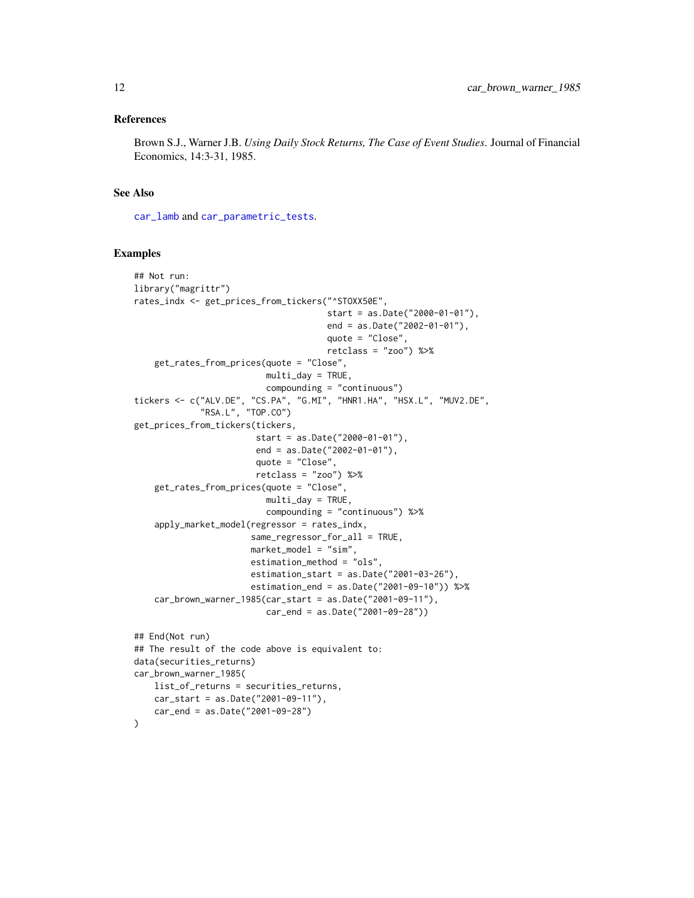### References

Brown S.J., Warner J.B. *Using Daily Stock Returns, The Case of Event Studies*. Journal of Financial Economics, 14:3-31, 1985.

### See Also

car_lamb and car_parametric_tests.

### Examples

```
## Not run:
library("magrittr")
rates_indx <- get_prices_from_tickers("^STOXX50E",
                                      start = as.Date("2000-01-01"),
                                      end = as.Date("2002-01-01"),
                                      quote = "Close",
                                      retclass = "zoo") %>%
    get_rates_from_prices(quote = "Close",
                          multi_day = TRUE,
                          compounding = "continuous")
tickers <- c("ALV.DE", "CS.PA", "G.MI", "HNR1.HA", "HSX.L", "MUV2.DE",
             "RSA.L", "TOP.CO")
get_prices_from_tickers(tickers,
                        start = as.Date("2000-01-01"),
                        end = as.Date("2002-01-01"),
                        quote = "Close",
                        retclass = "zoo") %>%
    get_rates_from_prices(quote = "Close",
                          multi_day = TRUE,
                          compounding = "continuous") %>%
    apply_market_model(regressor = rates_indx,
                       same_regressor_for_all = TRUE,
                       market_model = "sim",
                       estimation_method = "ols",
                       estimation_start = as.Date("2001-03-26"),
                       estimation_end = as.Date("2001-09-10")) %>%
    car_brown_warner_1985(car_start = as.Date("2001-09-11"),
                          car_end = as.Date("2001-09-28"))

## End(Not run)
## The result of the code above is equivalent to:
data(securities_returns)
car_brown_warner_1985(
    list_of_returns = securities_returns,
    car_start = as.Date("2001-09-11"),
    car_end = as.Date("2001-09-28")
)
```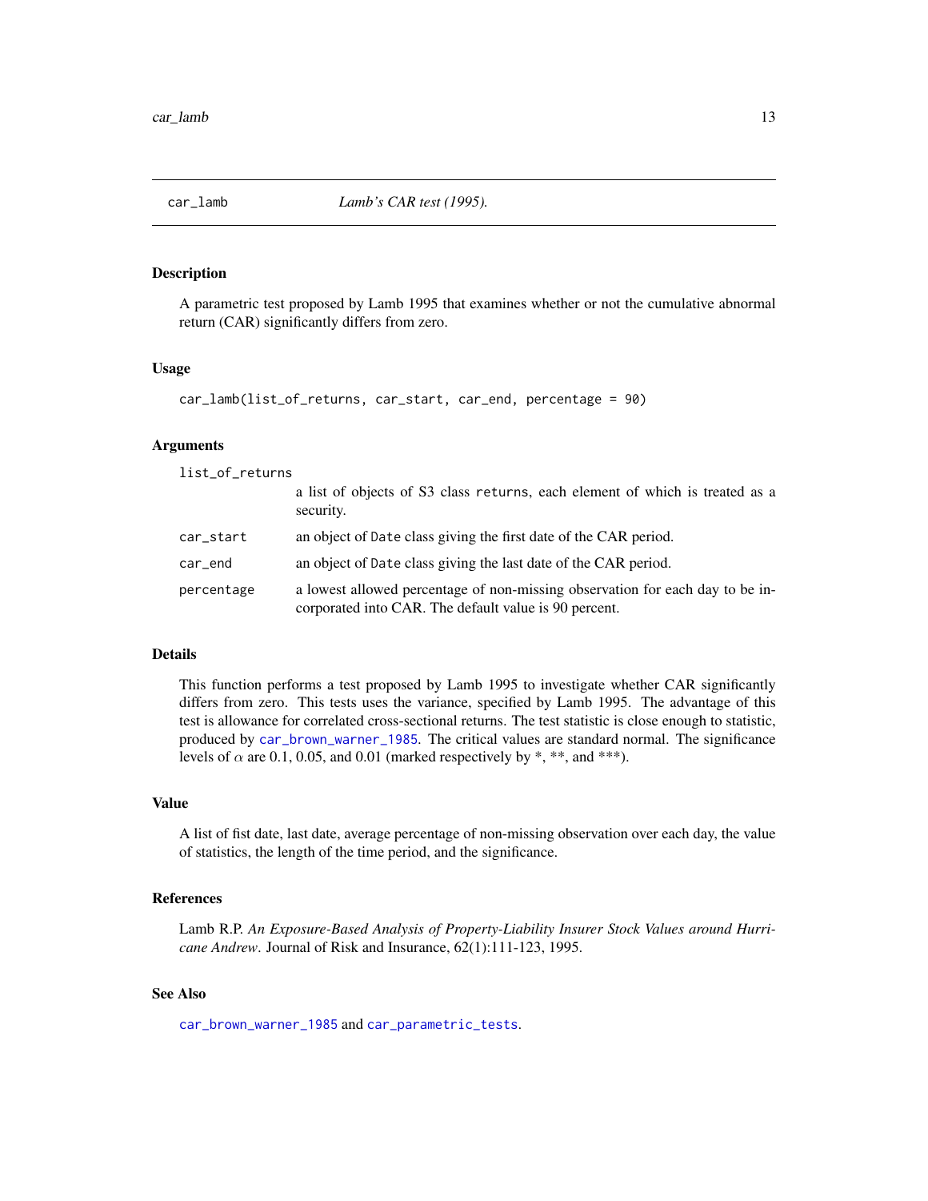## car_lamb *Lamb's CAR test (1995).*

### Description

A parametric test proposed by Lamb 1995 that examines whether or not the cumulative abnormal return (CAR) significantly differs from zero.

### Usage

```
car_lamb(list_of_returns, car_start, car_end, percentage = 90)
```

### Arguments

| | |
|---|---|
| list_of_returns | a list of objects of S3 class returns, each element of which is treated as a security. |
| car_start | an object of Date class giving the first date of the CAR period. |
| car_end | an object of Date class giving the last date of the CAR period. |
| percentage | a lowest allowed percentage of non-missing observation for each day to be incorporated into CAR. The default value is 90 percent. |

### Details

This function performs a test proposed by Lamb 1995 to investigate whether CAR significantly differs from zero. This tests uses the variance, specified by Lamb 1995. The advantage of this test is allowance for correlated cross-sectional returns. The test statistic is close enough to statistic, produced by car_brown_warner_1985. The critical values are standard normal. The significance levels of $\alpha$ are 0.1, 0.05, and 0.01 (marked respectively by *, **, and ***).

### Value

A list of fist date, last date, average percentage of non-missing observation over each day, the value of statistics, the length of the time period, and the significance.

### References

Lamb R.P. *An Exposure-Based Analysis of Property-Liability Insurer Stock Values around Hurricane Andrew*. Journal of Risk and Insurance, 62(1):111-123, 1995.

### See Also

car_brown_warner_1985 and car_parametric_tests.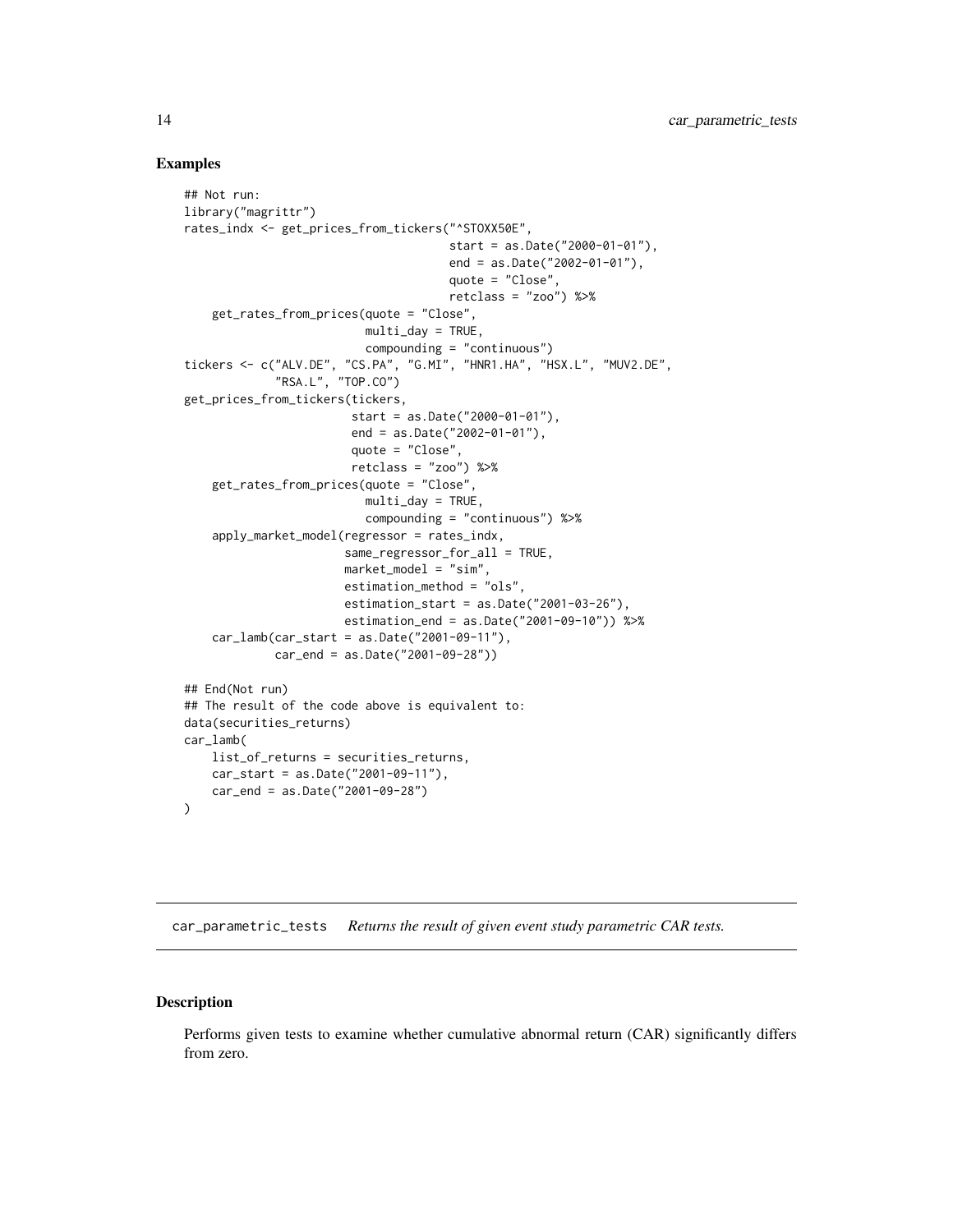## Examples

```
## Not run:
library("magrittr")
rates_indx <- get_prices_from_tickers("^STOXX50E",
                                      start = as.Date("2000-01-01"),
                                      end = as.Date("2002-01-01"),
                                      quote = "Close",
                                      retclass = "zoo") %>%
    get_rates_from_prices(quote = "Close",
                          multi_day = TRUE,
                          compounding = "continuous")
tickers <- c("ALV.DE", "CS.PA", "G.MI", "HNR1.HA", "HSX.L", "MUV2.DE",
             "RSA.L", "TOP.CO")
get_prices_from_tickers(tickers,
                        start = as.Date("2000-01-01"),
                        end = as.Date("2002-01-01"),
                        quote = "Close",
                        retclass = "zoo") %>%
    get_rates_from_prices(quote = "Close",
                          multi_day = TRUE,
                          compounding = "continuous") %>%
    apply_market_model(regressor = rates_indx,
                       same_regressor_for_all = TRUE,
                       market_model = "sim",
                       estimation_method = "ols",
                       estimation_start = as.Date("2001-03-26"),
                       estimation_end = as.Date("2001-09-10")) %>%
    car_lamb(car_start = as.Date("2001-09-11"),
             car_end = as.Date("2001-09-28"))

## End(Not run)
## The result of the code above is equivalent to:
data(securities_returns)
car_lamb(
    list_of_returns = securities_returns,
    car_start = as.Date("2001-09-11"),
    car_end = as.Date("2001-09-28")
)
```

---

`car_parametric_tests` *Returns the result of given event study parametric CAR tests.*

---

## Description

Performs given tests to examine whether cumulative abnormal return (CAR) significantly differs from zero.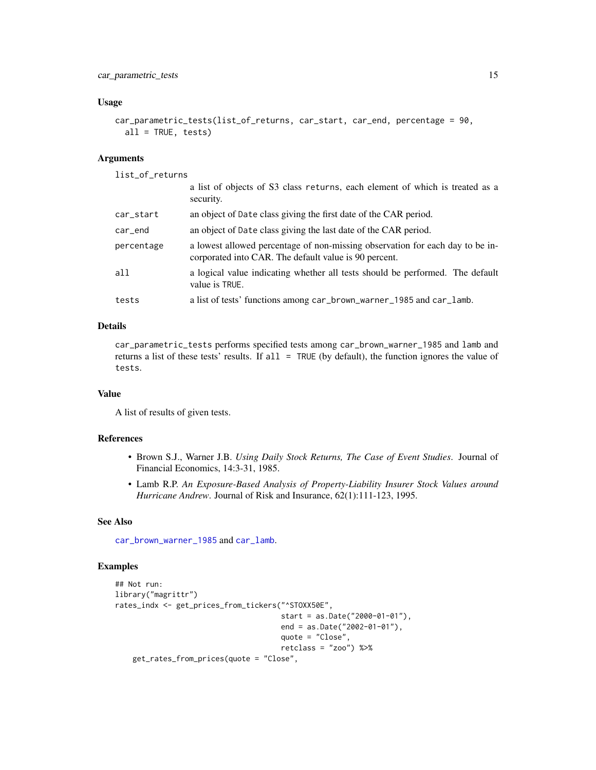### Usage

```
car_parametric_tests(list_of_returns, car_start, car_end, percentage = 90,
  all = TRUE, tests)
```

### Arguments

| | |
|---|---|
| list_of_returns | a list of objects of S3 class returns, each element of which is treated as a security. |
| car_start | an object of Date class giving the first date of the CAR period. |
| car_end | an object of Date class giving the last date of the CAR period. |
| percentage | a lowest allowed percentage of non-missing observation for each day to be incorporated into CAR. The default value is 90 percent. |
| all | a logical value indicating whether all tests should be performed. The default value is TRUE. |
| tests | a list of tests' functions among car_brown_warner_1985 and car_lamb. |

### Details

car_parametric_tests performs specified tests among car_brown_warner_1985 and lamb and returns a list of these tests' results. If all = TRUE (by default), the function ignores the value of tests.

### Value

A list of results of given tests.

### References

- Brown S.J., Warner J.B. *Using Daily Stock Returns, The Case of Event Studies*. Journal of Financial Economics, 14:3-31, 1985.
- Lamb R.P. *An Exposure-Based Analysis of Property-Liability Insurer Stock Values around Hurricane Andrew*. Journal of Risk and Insurance, 62(1):111-123, 1995.

### See Also

car_brown_warner_1985 and car_lamb.

### Examples

```
## Not run:
library("magrittr")
rates_indx <- get_prices_from_tickers("^STOXX50E",
                                      start = as.Date("2000-01-01"),
                                      end = as.Date("2002-01-01"),
                                      quote = "Close",
                                      retclass = "zoo") %>%
    get_rates_from_prices(quote = "Close",
```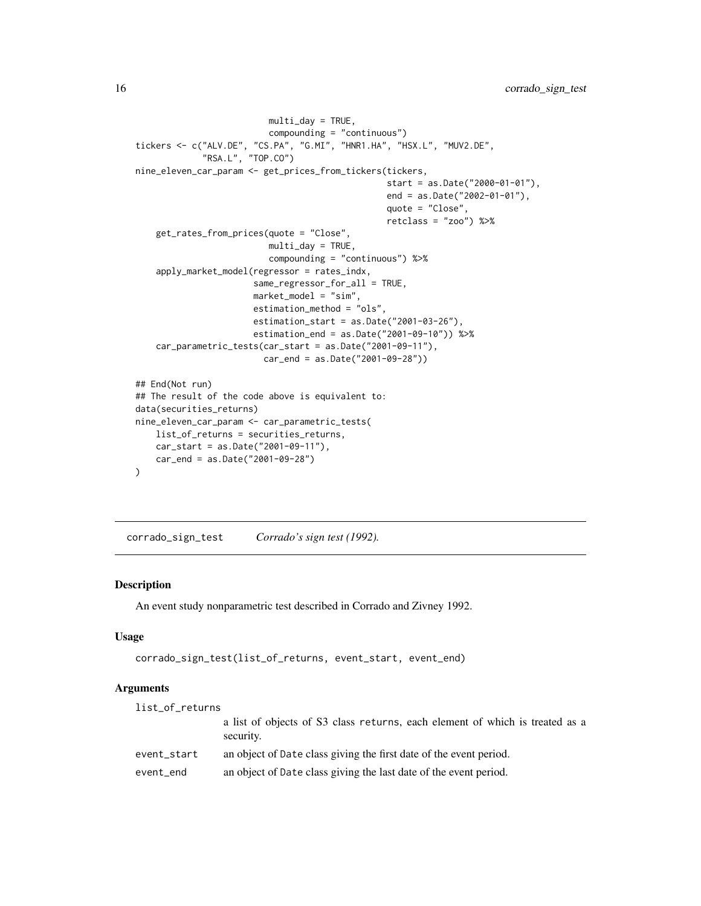```
                          multi_day = TRUE,
                          compounding = "continuous")
tickers <- c("ALV.DE", "CS.PA", "G.MI", "HNR1.HA", "HSX.L", "MUV2.DE",
             "RSA.L", "TOP.CO")
nine_eleven_car_param <- get_prices_from_tickers(tickers,
                                                 start = as.Date("2000-01-01"),
                                                 end = as.Date("2002-01-01"),
                                                 quote = "Close",
                                                 retclass = "zoo") %>%
    get_rates_from_prices(quote = "Close",
                          multi_day = TRUE,
                          compounding = "continuous") %>%
    apply_market_model(regressor = rates_indx,
                       same_regressor_for_all = TRUE,
                       market_model = "sim",
                       estimation_method = "ols",
                       estimation_start = as.Date("2001-03-26"),
                       estimation_end = as.Date("2001-09-10")) %>%
    car_parametric_tests(car_start = as.Date("2001-09-11"),
                         car_end = as.Date("2001-09-28"))

## End(Not run)
## The result of the code above is equivalent to:
data(securities_returns)
nine_eleven_car_param <- car_parametric_tests(
    list_of_returns = securities_returns,
    car_start = as.Date("2001-09-11"),
    car_end = as.Date("2001-09-28")
)
```

---

## corrado_sign_test — *Corrado's sign test (1992).*

### Description

An event study nonparametric test described in Corrado and Zivney 1992.

### Usage

```
corrado_sign_test(list_of_returns, event_start, event_end)
```

### Arguments

| Argument | Description |
|---|---|
| `list_of_returns` | a list of objects of S3 class `returns`, each element of which is treated as a security. |
| `event_start` | an object of `Date` class giving the first date of the event period. |
| `event_end` | an object of `Date` class giving the last date of the event period. |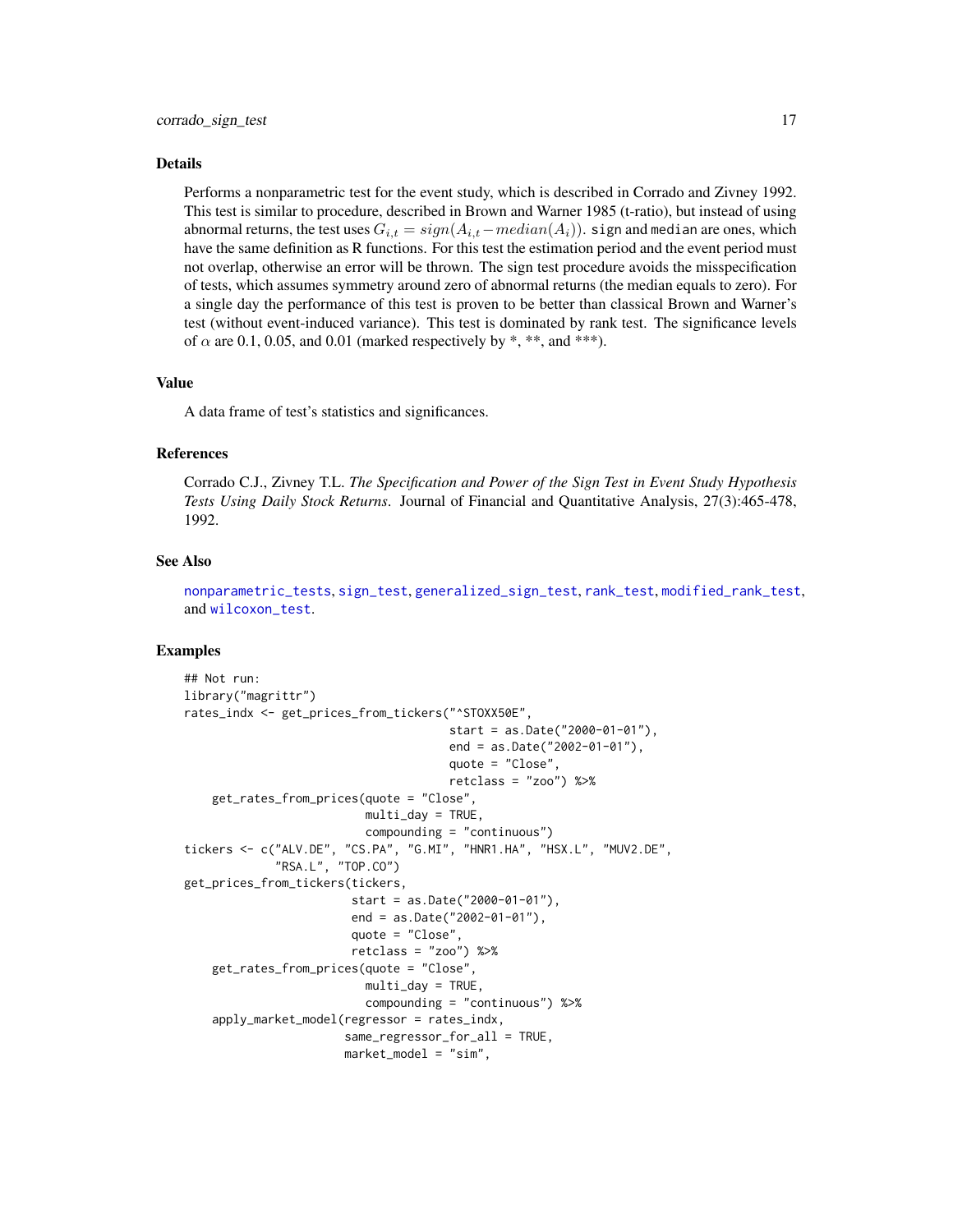## Details

Performs a nonparametric test for the event study, which is described in Corrado and Zivney 1992. This test is similar to procedure, described in Brown and Warner 1985 (t-ratio), but instead of using abnormal returns, the test uses $G_{i,t} = sign(A_{i,t} - median(A_i))$. `sign` and `median` are ones, which have the same definition as R functions. For this test the estimation period and the event period must not overlap, otherwise an error will be thrown. The sign test procedure avoids the misspecification of tests, which assumes symmetry around zero of abnormal returns (the median equals to zero). For a single day the performance of this test is proven to be better than classical Brown and Warner's test (without event-induced variance). This test is dominated by rank test. The significance levels of $\alpha$ are 0.1, 0.05, and 0.01 (marked respectively by *, **, and ***).

## Value

A data frame of test's statistics and significances.

## References

Corrado C.J., Zivney T.L. *The Specification and Power of the Sign Test in Event Study Hypothesis Tests Using Daily Stock Returns*. Journal of Financial and Quantitative Analysis, 27(3):465-478, 1992.

## See Also

`nonparametric_tests`, `sign_test`, `generalized_sign_test`, `rank_test`, `modified_rank_test`, and `wilcoxon_test`.

## Examples

```
## Not run:
library("magrittr")
rates_indx <- get_prices_from_tickers("^STOXX50E",
                                      start = as.Date("2000-01-01"),
                                      end = as.Date("2002-01-01"),
                                      quote = "Close",
                                      retclass = "zoo") %>%
    get_rates_from_prices(quote = "Close",
                          multi_day = TRUE,
                          compounding = "continuous")
tickers <- c("ALV.DE", "CS.PA", "G.MI", "HNR1.HA", "HSX.L", "MUV2.DE",
             "RSA.L", "TOP.CO")
get_prices_from_tickers(tickers,
                        start = as.Date("2000-01-01"),
                        end = as.Date("2002-01-01"),
                        quote = "Close",
                        retclass = "zoo") %>%
    get_rates_from_prices(quote = "Close",
                          multi_day = TRUE,
                          compounding = "continuous") %>%
    apply_market_model(regressor = rates_indx,
                       same_regressor_for_all = TRUE,
                       market_model = "sim",
```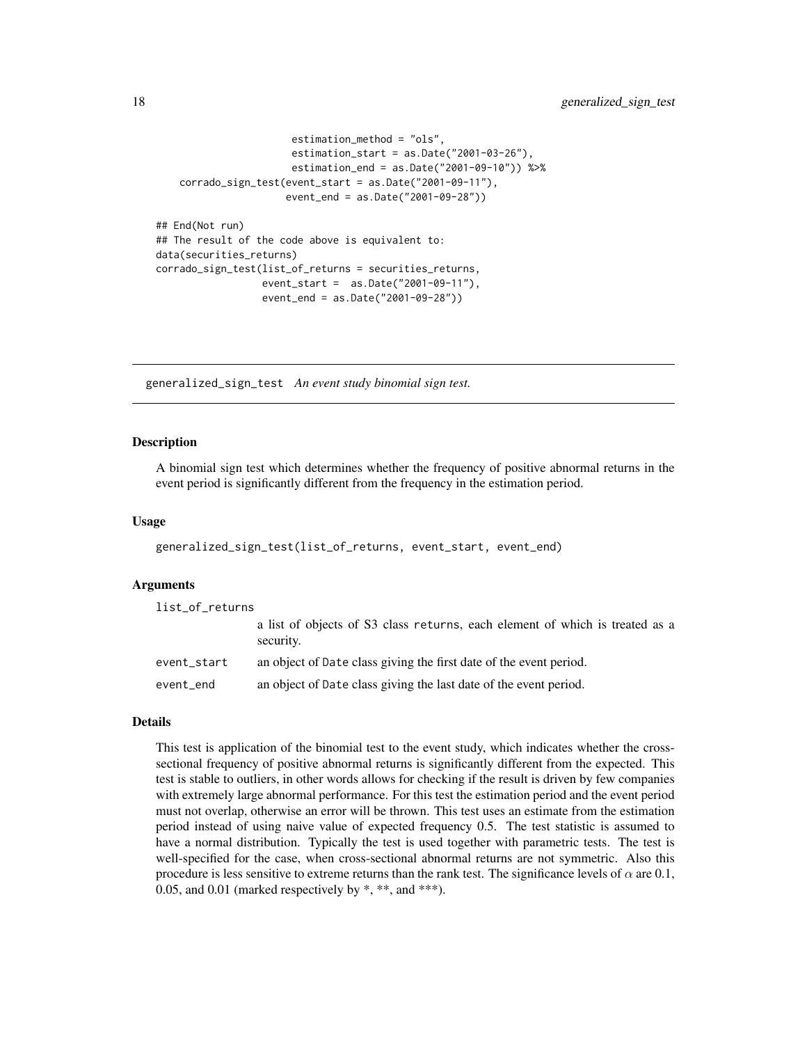```
                         estimation_method = "ols",
                         estimation_start = as.Date("2001-03-26"),
                         estimation_end = as.Date("2001-09-10")) %>%
    corrado_sign_test(event_start = as.Date("2001-09-11"),
                      event_end = as.Date("2001-09-28"))

## End(Not run)
## The result of the code above is equivalent to:
data(securities_returns)
corrado_sign_test(list_of_returns = securities_returns,
                  event_start =  as.Date("2001-09-11"),
                  event_end = as.Date("2001-09-28"))
```

---

## generalized_sign_test *An event study binomial sign test.*

---

### Description

A binomial sign test which determines whether the frequency of positive abnormal returns in the event period is significantly different from the frequency in the estimation period.

### Usage

```
generalized_sign_test(list_of_returns, event_start, event_end)
```

### Arguments

| | |
|---|---|
| list_of_returns | a list of objects of S3 class returns, each element of which is treated as a security. |
| event_start | an object of Date class giving the first date of the event period. |
| event_end | an object of Date class giving the last date of the event period. |

### Details

This test is application of the binomial test to the event study, which indicates whether the cross-sectional frequency of positive abnormal returns is significantly different from the expected. This test is stable to outliers, in other words allows for checking if the result is driven by few companies with extremely large abnormal performance. For this test the estimation period and the event period must not overlap, otherwise an error will be thrown. This test uses an estimate from the estimation period instead of using naive value of expected frequency 0.5. The test statistic is assumed to have a normal distribution. Typically the test is used together with parametric tests. The test is well-specified for the case, when cross-sectional abnormal returns are not symmetric. Also this procedure is less sensitive to extreme returns than the rank test. The significance levels of $\alpha$ are 0.1, 0.05, and 0.01 (marked respectively by *, **, and ***).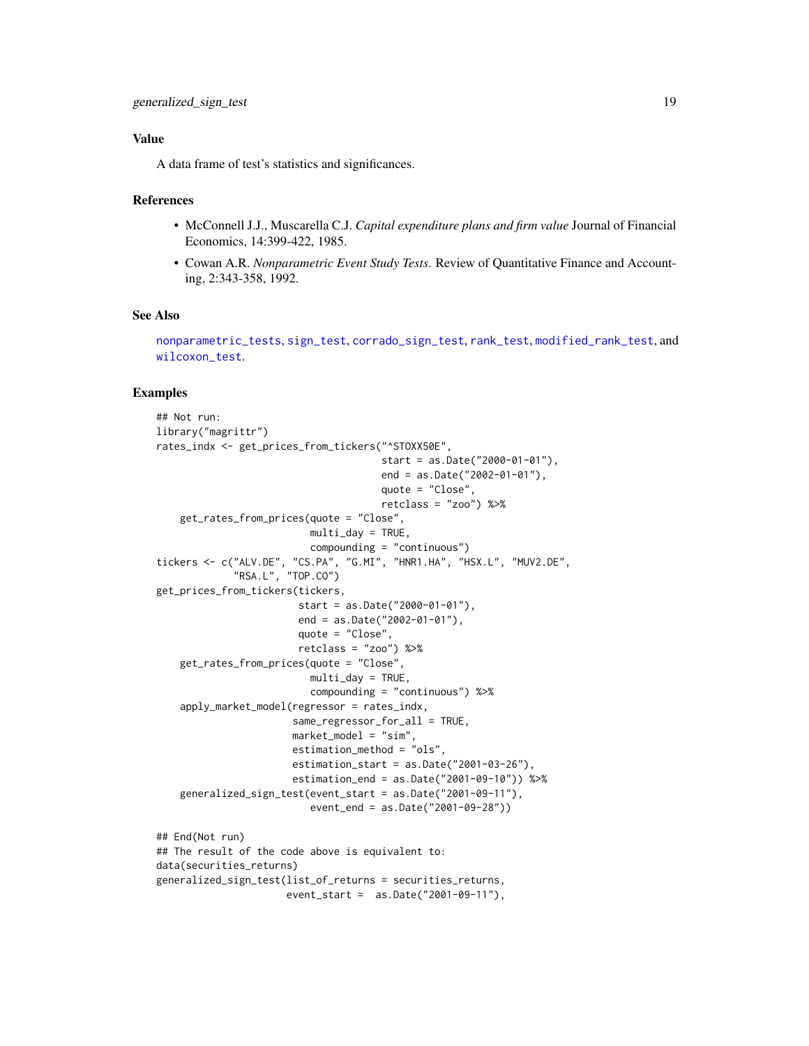### Value

A data frame of test's statistics and significances.

### References

- McConnell J.J., Muscarella C.J. *Capital expenditure plans and firm value* Journal of Financial Economics, 14:399-422, 1985.
- Cowan A.R. *Nonparametric Event Study Tests*. Review of Quantitative Finance and Accounting, 2:343-358, 1992.

### See Also

nonparametric_tests, sign_test, corrado_sign_test, rank_test, modified_rank_test, and wilcoxon_test.

### Examples

```
## Not run:
library("magrittr")
rates_indx <- get_prices_from_tickers("^STOXX50E",
                                      start = as.Date("2000-01-01"),
                                      end = as.Date("2002-01-01"),
                                      quote = "Close",
                                      retclass = "zoo") %>%
    get_rates_from_prices(quote = "Close",
                          multi_day = TRUE,
                          compounding = "continuous")
tickers <- c("ALV.DE", "CS.PA", "G.MI", "HNR1.HA", "HSX.L", "MUV2.DE",
             "RSA.L", "TOP.CO")
get_prices_from_tickers(tickers,
                        start = as.Date("2000-01-01"),
                        end = as.Date("2002-01-01"),
                        quote = "Close",
                        retclass = "zoo") %>%
    get_rates_from_prices(quote = "Close",
                          multi_day = TRUE,
                          compounding = "continuous") %>%
    apply_market_model(regressor = rates_indx,
                       same_regressor_for_all = TRUE,
                       market_model = "sim",
                       estimation_method = "ols",
                       estimation_start = as.Date("2001-03-26"),
                       estimation_end = as.Date("2001-09-10")) %>%
    generalized_sign_test(event_start = as.Date("2001-09-11"),
                          event_end = as.Date("2001-09-28"))

## End(Not run)
## The result of the code above is equivalent to:
data(securities_returns)
generalized_sign_test(list_of_returns = securities_returns,
                      event_start =  as.Date("2001-09-11"),
```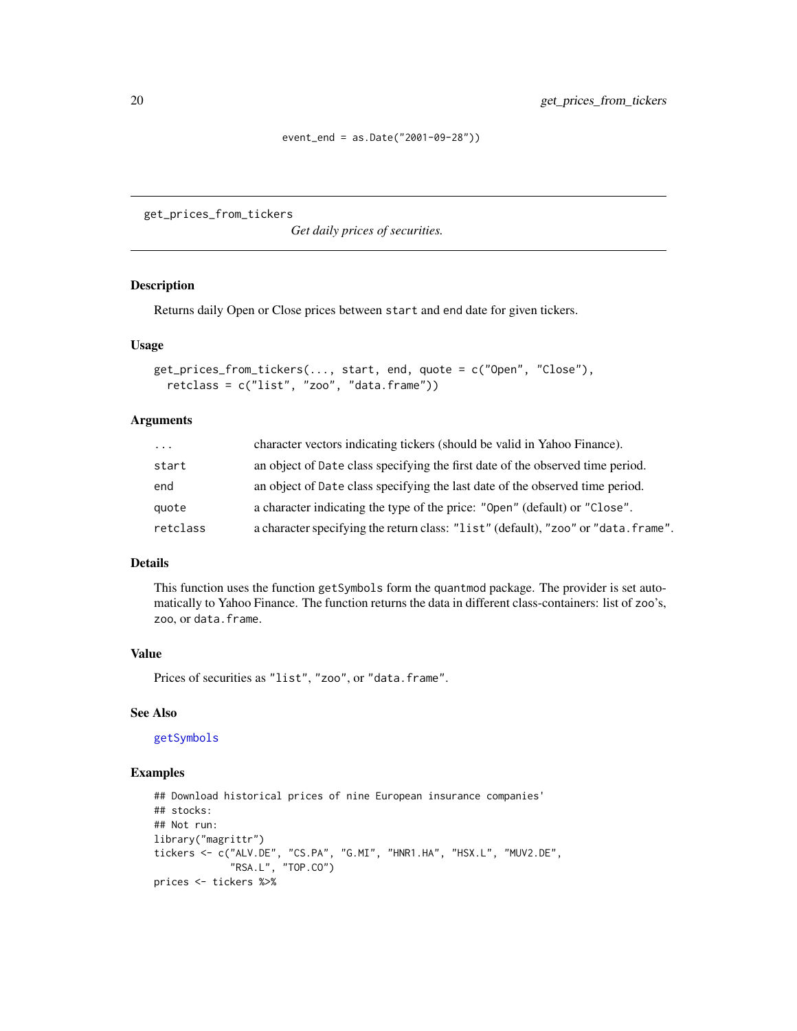```
                    event_end = as.Date("2001-09-28"))
```

## get_prices_from_tickers

*Get daily prices of securities.*

### Description

Returns daily Open or Close prices between `start` and `end` date for given tickers.

### Usage

```
get_prices_from_tickers(..., start, end, quote = c("Open", "Close"),
  retclass = c("list", "zoo", "data.frame"))
```

### Arguments

| | |
|---|---|
| `...` | character vectors indicating tickers (should be valid in Yahoo Finance). |
| `start` | an object of `Date` class specifying the first date of the observed time period. |
| `end` | an object of `Date` class specifying the last date of the observed time period. |
| `quote` | a character indicating the type of the price: `"Open"` (default) or `"Close"`. |
| `retclass` | a character specifying the return class: `"list"` (default), `"zoo"` or `"data.frame"`. |

### Details

This function uses the function `getSymbols` form the `quantmod` package. The provider is set automatically to Yahoo Finance. The function returns the data in different class-containers: list of `zoo`'s, `zoo`, or `data.frame`.

### Value

Prices of securities as `"list"`, `"zoo"`, or `"data.frame"`.

### See Also

`getSymbols`

### Examples

```
## Download historical prices of nine European insurance companies'
## stocks:
## Not run:
library("magrittr")
tickers <- c("ALV.DE", "CS.PA", "G.MI", "HNR1.HA", "HSX.L", "MUV2.DE",
             "RSA.L", "TOP.CO")
prices <- tickers %>%
```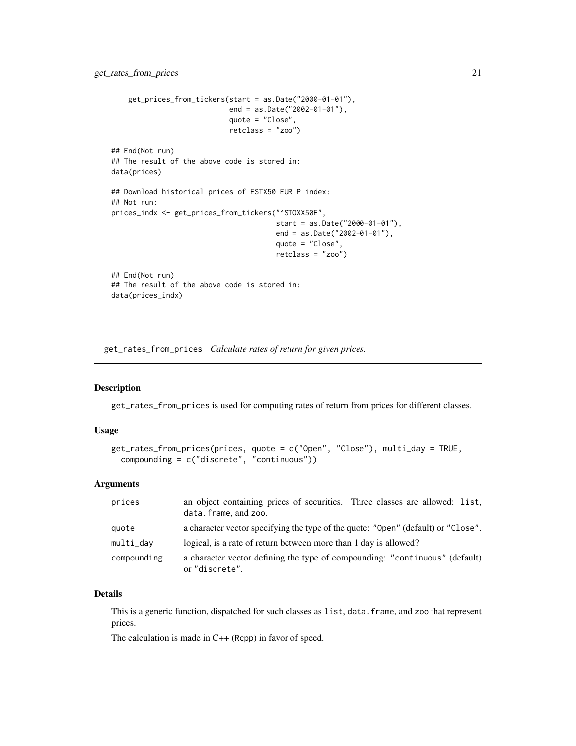```
    get_prices_from_tickers(start = as.Date("2000-01-01"),
                            end = as.Date("2002-01-01"),
                            quote = "Close",
                            retclass = "zoo")

## End(Not run)
## The result of the above code is stored in:
data(prices)

## Download historical prices of ESTX50 EUR P index:
## Not run:
prices_indx <- get_prices_from_tickers("^STOXX50E",
                                       start = as.Date("2000-01-01"),
                                       end = as.Date("2002-01-01"),
                                       quote = "Close",
                                       retclass = "zoo")

## End(Not run)
## The result of the above code is stored in:
data(prices_indx)
```

---

## get_rates_from_prices *Calculate rates of return for given prices.*

### Description

get_rates_from_prices is used for computing rates of return from prices for different classes.

### Usage

```
get_rates_from_prices(prices, quote = c("Open", "Close"), multi_day = TRUE,
  compounding = c("discrete", "continuous"))
```

### Arguments

| | |
|---|---|
| prices | an object containing prices of securities. Three classes are allowed: list, data.frame, and zoo. |
| quote | a character vector specifying the type of the quote: "Open" (default) or "Close". |
| multi_day | logical, is a rate of return between more than 1 day is allowed? |
| compounding | a character vector defining the type of compounding: "continuous" (default) or "discrete". |

### Details

This is a generic function, dispatched for such classes as list, data.frame, and zoo that represent prices.

The calculation is made in C++ (Rcpp) in favor of speed.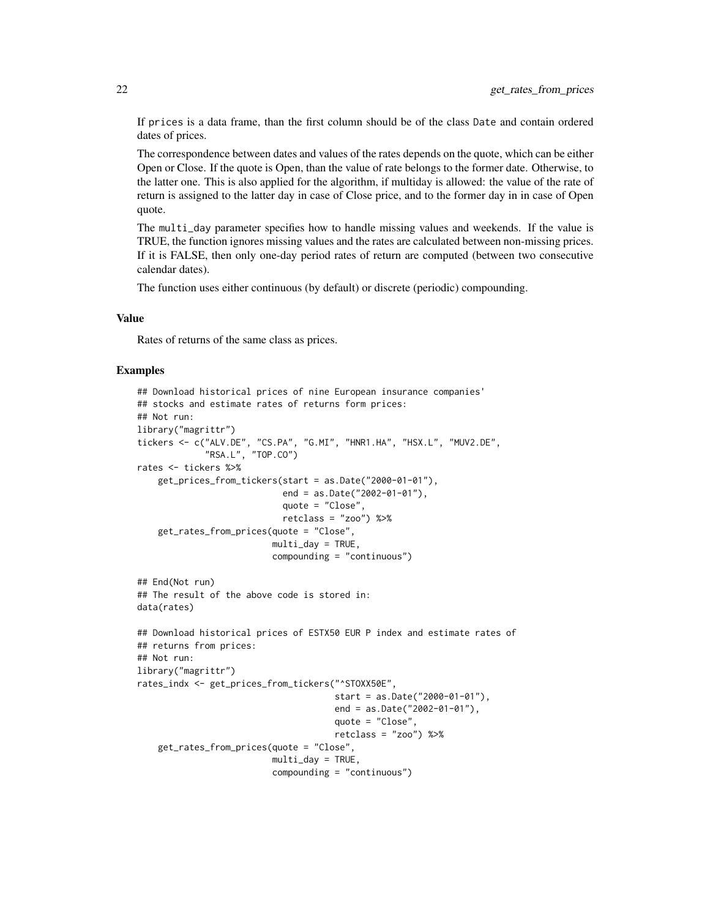If `prices` is a data frame, than the first column should be of the class `Date` and contain ordered dates of prices.

The correspondence between dates and values of the rates depends on the quote, which can be either Open or Close. If the quote is Open, than the value of rate belongs to the former date. Otherwise, to the latter one. This is also applied for the algorithm, if multiday is allowed: the value of the rate of return is assigned to the latter day in case of Close price, and to the former day in in case of Open quote.

The `multi_day` parameter specifies how to handle missing values and weekends. If the value is TRUE, the function ignores missing values and the rates are calculated between non-missing prices. If it is FALSE, then only one-day period rates of return are computed (between two consecutive calendar dates).

The function uses either continuous (by default) or discrete (periodic) compounding.

### Value

Rates of returns of the same class as prices.

### Examples

```
## Download historical prices of nine European insurance companies'
## stocks and estimate rates of returns form prices:
## Not run:
library("magrittr")
tickers <- c("ALV.DE", "CS.PA", "G.MI", "HNR1.HA", "HSX.L", "MUV2.DE",
             "RSA.L", "TOP.CO")
rates <- tickers %>%
    get_prices_from_tickers(start = as.Date("2000-01-01"),
                            end = as.Date("2002-01-01"),
                            quote = "Close",
                            retclass = "zoo") %>%
    get_rates_from_prices(quote = "Close",
                          multi_day = TRUE,
                          compounding = "continuous")

## End(Not run)
## The result of the above code is stored in:
data(rates)

## Download historical prices of ESTX50 EUR P index and estimate rates of
## returns from prices:
## Not run:
library("magrittr")
rates_indx <- get_prices_from_tickers("^STOXX50E",
                                      start = as.Date("2000-01-01"),
                                      end = as.Date("2002-01-01"),
                                      quote = "Close",
                                      retclass = "zoo") %>%
    get_rates_from_prices(quote = "Close",
                          multi_day = TRUE,
                          compounding = "continuous")
```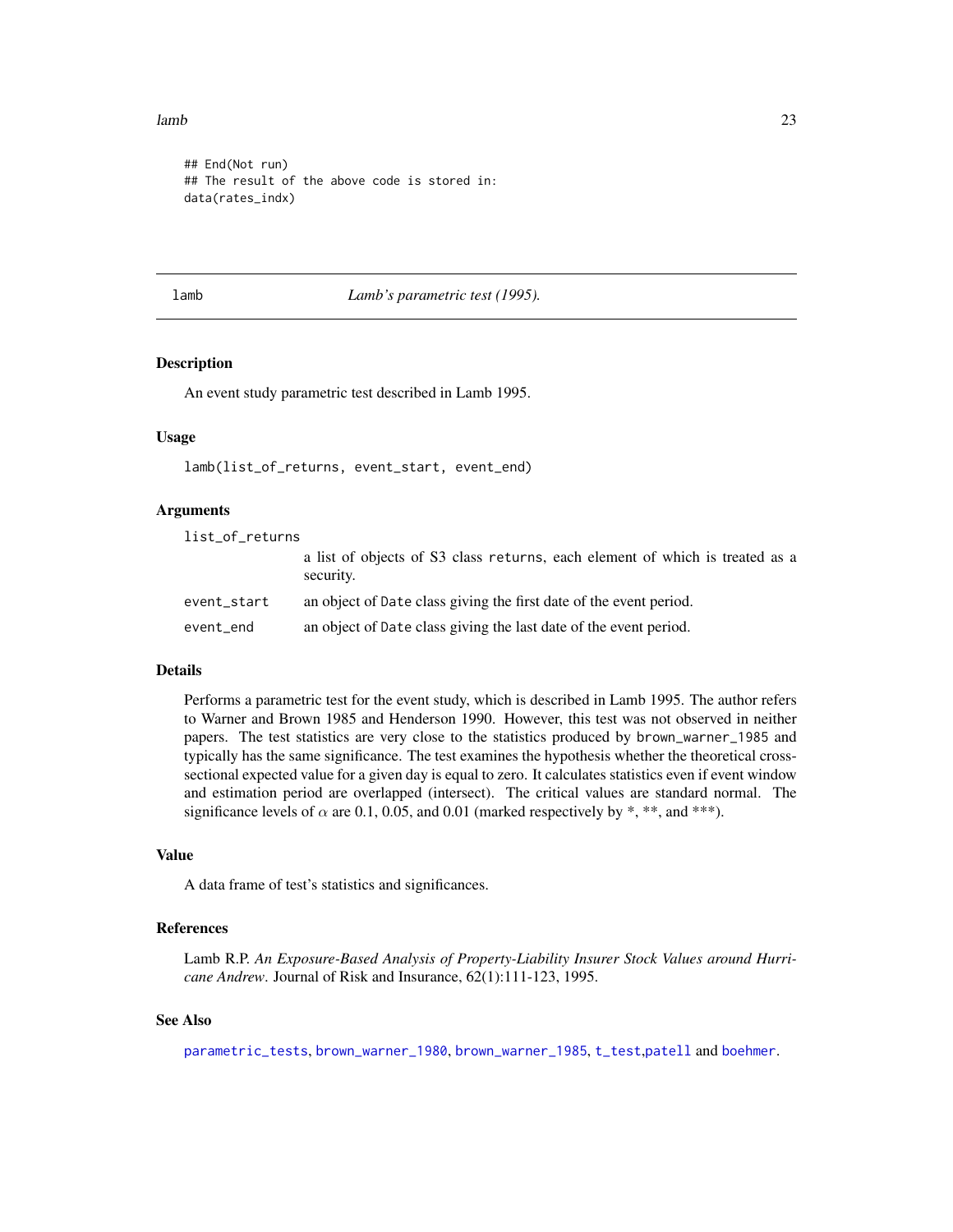```
## End(Not run)
## The result of the above code is stored in:
data(rates_indx)
```

## lamb — *Lamb's parametric test (1995).*

### Description

An event study parametric test described in Lamb 1995.

### Usage

```
lamb(list_of_returns, event_start, event_end)
```

### Arguments

| | |
|---|---|
| `list_of_returns` | a list of objects of S3 class `returns`, each element of which is treated as a security. |
| `event_start` | an object of `Date` class giving the first date of the event period. |
| `event_end` | an object of `Date` class giving the last date of the event period. |

### Details

Performs a parametric test for the event study, which is described in Lamb 1995. The author refers to Warner and Brown 1985 and Henderson 1990. However, this test was not observed in neither papers. The test statistics are very close to the statistics produced by `brown_warner_1985` and typically has the same significance. The test examines the hypothesis whether the theoretical cross-sectional expected value for a given day is equal to zero. It calculates statistics even if event window and estimation period are overlapped (intersect). The critical values are standard normal. The significance levels of $\alpha$ are 0.1, 0.05, and 0.01 (marked respectively by *, **, and ***).

### Value

A data frame of test's statistics and significances.

### References

Lamb R.P. *An Exposure-Based Analysis of Property-Liability Insurer Stock Values around Hurricane Andrew*. Journal of Risk and Insurance, 62(1):111-123, 1995.

### See Also

`parametric_tests`, `brown_warner_1980`, `brown_warner_1985`, `t_test`,`patell` and `boehmer`.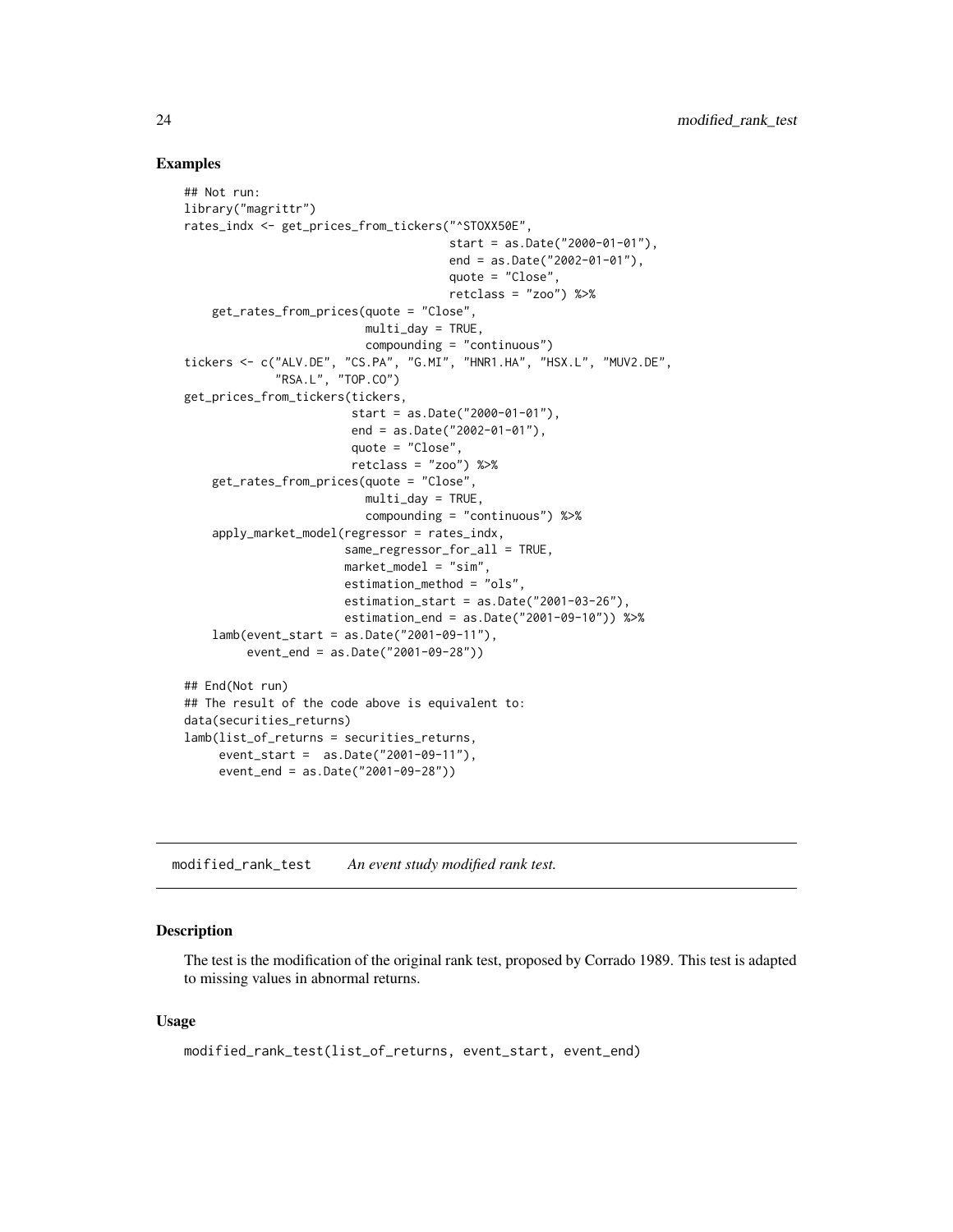### Examples

```
## Not run:
library("magrittr")
rates_indx <- get_prices_from_tickers("^STOXX50E",
                                      start = as.Date("2000-01-01"),
                                      end = as.Date("2002-01-01"),
                                      quote = "Close",
                                      retclass = "zoo") %>%
    get_rates_from_prices(quote = "Close",
                          multi_day = TRUE,
                          compounding = "continuous")
tickers <- c("ALV.DE", "CS.PA", "G.MI", "HNR1.HA", "HSX.L", "MUV2.DE",
             "RSA.L", "TOP.CO")
get_prices_from_tickers(tickers,
                        start = as.Date("2000-01-01"),
                        end = as.Date("2002-01-01"),
                        quote = "Close",
                        retclass = "zoo") %>%
    get_rates_from_prices(quote = "Close",
                          multi_day = TRUE,
                          compounding = "continuous") %>%
    apply_market_model(regressor = rates_indx,
                       same_regressor_for_all = TRUE,
                       market_model = "sim",
                       estimation_method = "ols",
                       estimation_start = as.Date("2001-03-26"),
                       estimation_end = as.Date("2001-09-10")) %>%
    lamb(event_start = as.Date("2001-09-11"),
         event_end = as.Date("2001-09-28"))

## End(Not run)
## The result of the code above is equivalent to:
data(securities_returns)
lamb(list_of_returns = securities_returns,
     event_start =  as.Date("2001-09-11"),
     event_end = as.Date("2001-09-28"))
```

## modified_rank_test *An event study modified rank test.*

### Description

The test is the modification of the original rank test, proposed by Corrado 1989. This test is adapted to missing values in abnormal returns.

### Usage

```
modified_rank_test(list_of_returns, event_start, event_end)
```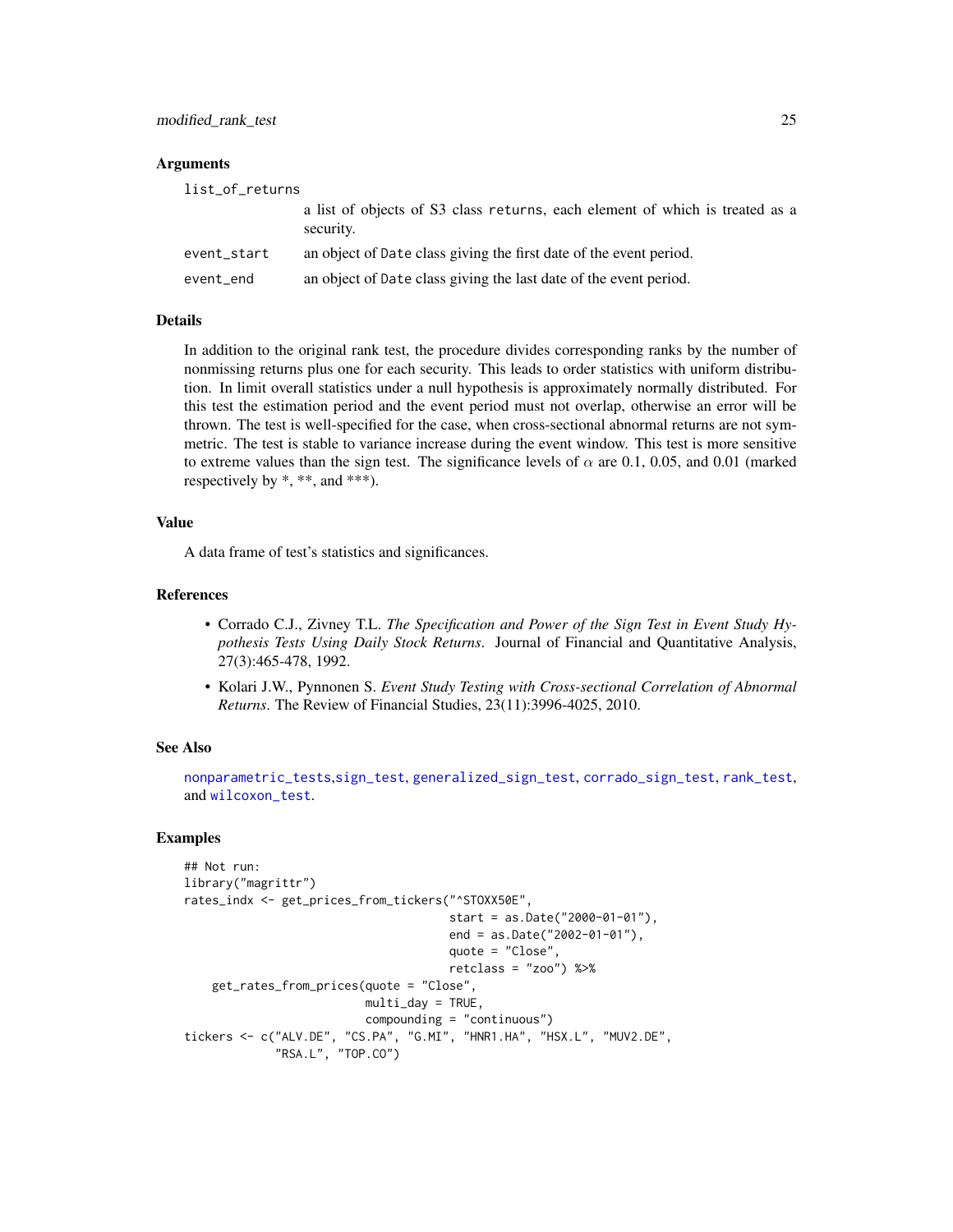### Arguments

`list_of_returns`
: a list of objects of S3 class `returns`, each element of which is treated as a security.

`event_start`
: an object of `Date` class giving the first date of the event period.

`event_end`
: an object of `Date` class giving the last date of the event period.

### Details

In addition to the original rank test, the procedure divides corresponding ranks by the number of nonmissing returns plus one for each security. This leads to order statistics with uniform distribution. In limit overall statistics under a null hypothesis is approximately normally distributed. For this test the estimation period and the event period must not overlap, otherwise an error will be thrown. The test is well-specified for the case, when cross-sectional abnormal returns are not symmetric. The test is stable to variance increase during the event window. This test is more sensitive to extreme values than the sign test. The significance levels of $\alpha$ are 0.1, 0.05, and 0.01 (marked respectively by *, **, and ***).

### Value

A data frame of test's statistics and significances.

### References

- Corrado C.J., Zivney T.L. *The Specification and Power of the Sign Test in Event Study Hypothesis Tests Using Daily Stock Returns*. Journal of Financial and Quantitative Analysis, 27(3):465-478, 1992.
- Kolari J.W., Pynnonen S. *Event Study Testing with Cross-sectional Correlation of Abnormal Returns*. The Review of Financial Studies, 23(11):3996-4025, 2010.

### See Also

`nonparametric_tests`,`sign_test`, `generalized_sign_test`, `corrado_sign_test`, `rank_test`, and `wilcoxon_test`.

### Examples

```
## Not run:
library("magrittr")
rates_indx <- get_prices_from_tickers("^STOXX50E",
                                      start = as.Date("2000-01-01"),
                                      end = as.Date("2002-01-01"),
                                      quote = "Close",
                                      retclass = "zoo") %>%
    get_rates_from_prices(quote = "Close",
                          multi_day = TRUE,
                          compounding = "continuous")
tickers <- c("ALV.DE", "CS.PA", "G.MI", "HNR1.HA", "HSX.L", "MUV2.DE",
             "RSA.L", "TOP.CO")
```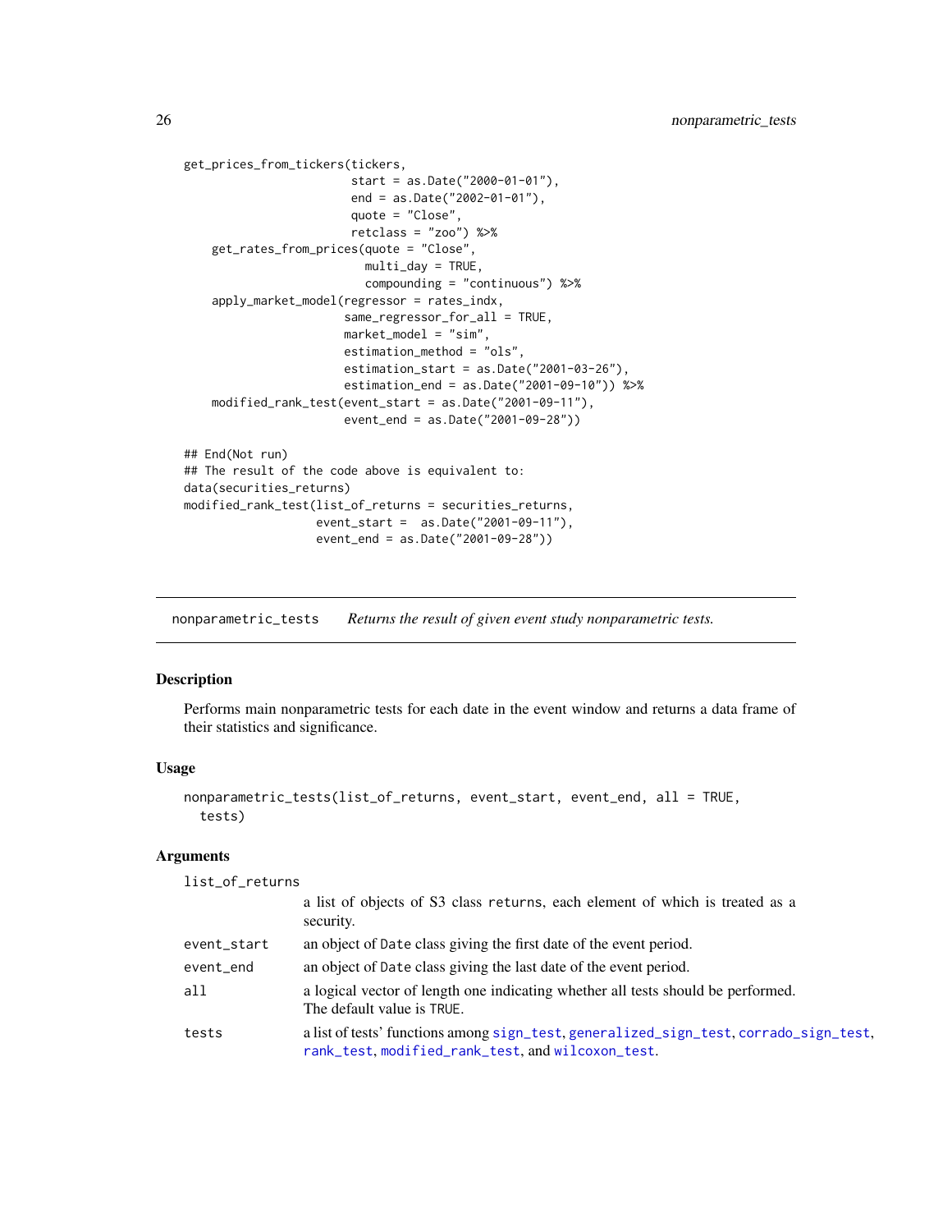```
get_prices_from_tickers(tickers,
                        start = as.Date("2000-01-01"),
                        end = as.Date("2002-01-01"),
                        quote = "Close",
                        retclass = "zoo") %>%
    get_rates_from_prices(quote = "Close",
                          multi_day = TRUE,
                          compounding = "continuous") %>%
    apply_market_model(regressor = rates_indx,
                       same_regressor_for_all = TRUE,
                       market_model = "sim",
                       estimation_method = "ols",
                       estimation_start = as.Date("2001-03-26"),
                       estimation_end = as.Date("2001-09-10")) %>%
    modified_rank_test(event_start = as.Date("2001-09-11"),
                       event_end = as.Date("2001-09-28"))

## End(Not run)
## The result of the code above is equivalent to:
data(securities_returns)
modified_rank_test(list_of_returns = securities_returns,
                   event_start =  as.Date("2001-09-11"),
                   event_end = as.Date("2001-09-28"))
```

---

## nonparametric_tests    *Returns the result of given event study nonparametric tests.*

---

### Description

Performs main nonparametric tests for each date in the event window and returns a data frame of their statistics and significance.

### Usage

```
nonparametric_tests(list_of_returns, event_start, event_end, all = TRUE,
  tests)
```

### Arguments

| | |
|---|---|
| `list_of_returns` | a list of objects of S3 class `returns`, each element of which is treated as a security. |
| `event_start` | an object of `Date` class giving the first date of the event period. |
| `event_end` | an object of `Date` class giving the last date of the event period. |
| `all` | a logical vector of length one indicating whether all tests should be performed. The default value is `TRUE`. |
| `tests` | a list of tests' functions among `sign_test`, `generalized_sign_test`, `corrado_sign_test`, `rank_test`, `modified_rank_test`, and `wilcoxon_test`. |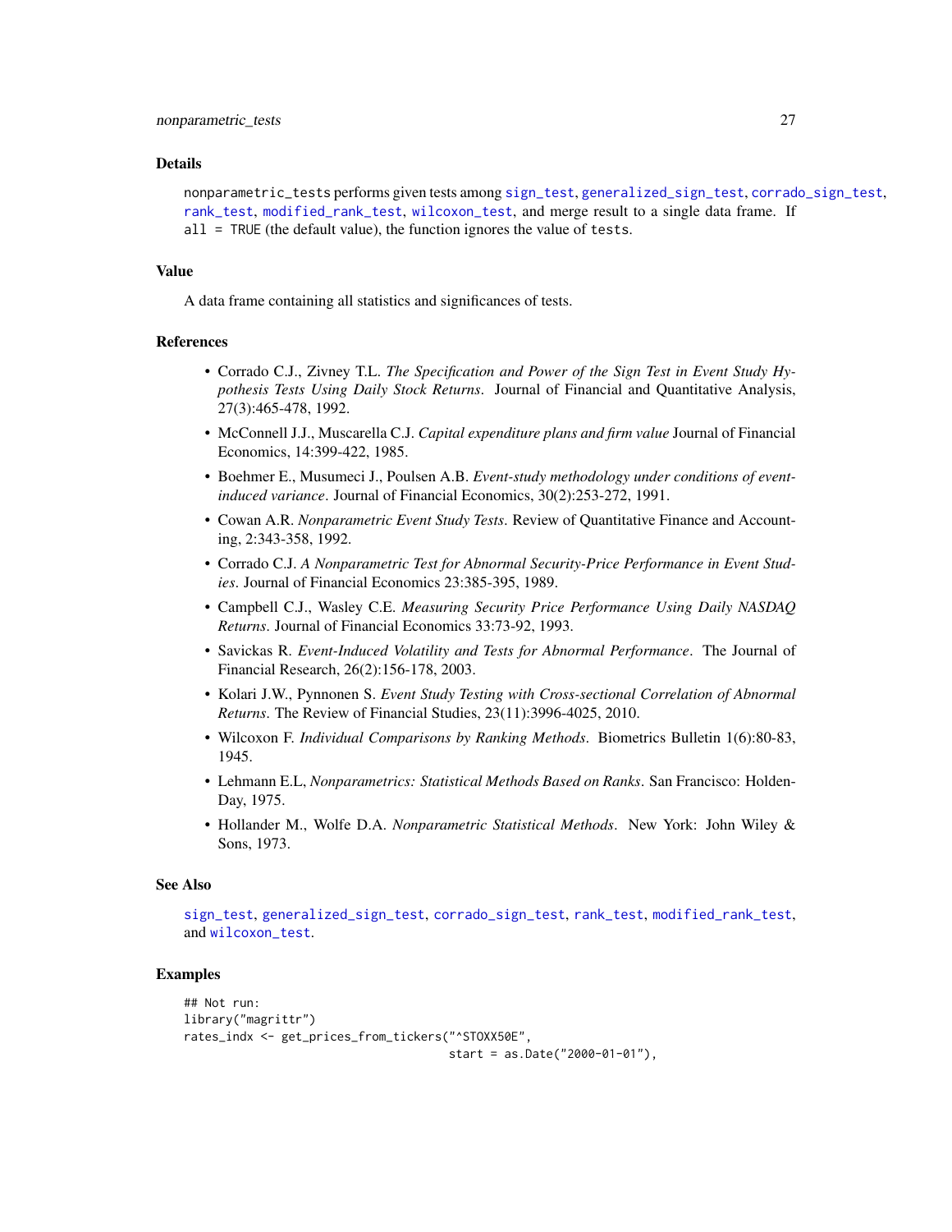## Details

`nonparametric_tests` performs given tests among `sign_test`, `generalized_sign_test`, `corrado_sign_test`, `rank_test`, `modified_rank_test`, `wilcoxon_test`, and merge result to a single data frame. If `all = TRUE` (the default value), the function ignores the value of `tests`.

## Value

A data frame containing all statistics and significances of tests.

## References

- Corrado C.J., Zivney T.L. *The Specification and Power of the Sign Test in Event Study Hypothesis Tests Using Daily Stock Returns*. Journal of Financial and Quantitative Analysis, 27(3):465-478, 1992.
- McConnell J.J., Muscarella C.J. *Capital expenditure plans and firm value* Journal of Financial Economics, 14:399-422, 1985.
- Boehmer E., Musumeci J., Poulsen A.B. *Event-study methodology under conditions of event-induced variance*. Journal of Financial Economics, 30(2):253-272, 1991.
- Cowan A.R. *Nonparametric Event Study Tests*. Review of Quantitative Finance and Accounting, 2:343-358, 1992.
- Corrado C.J. *A Nonparametric Test for Abnormal Security-Price Performance in Event Studies*. Journal of Financial Economics 23:385-395, 1989.
- Campbell C.J., Wasley C.E. *Measuring Security Price Performance Using Daily NASDAQ Returns*. Journal of Financial Economics 33:73-92, 1993.
- Savickas R. *Event-Induced Volatility and Tests for Abnormal Performance*. The Journal of Financial Research, 26(2):156-178, 2003.
- Kolari J.W., Pynnonen S. *Event Study Testing with Cross-sectional Correlation of Abnormal Returns*. The Review of Financial Studies, 23(11):3996-4025, 2010.
- Wilcoxon F. *Individual Comparisons by Ranking Methods*. Biometrics Bulletin 1(6):80-83, 1945.
- Lehmann E.L, *Nonparametrics: Statistical Methods Based on Ranks*. San Francisco: Holden-Day, 1975.
- Hollander M., Wolfe D.A. *Nonparametric Statistical Methods*. New York: John Wiley & Sons, 1973.

## See Also

`sign_test`, `generalized_sign_test`, `corrado_sign_test`, `rank_test`, `modified_rank_test`, and `wilcoxon_test`.

## Examples

```
## Not run:
library("magrittr")
rates_indx <- get_prices_from_tickers("^STOXX50E",
                                      start = as.Date("2000-01-01"),
```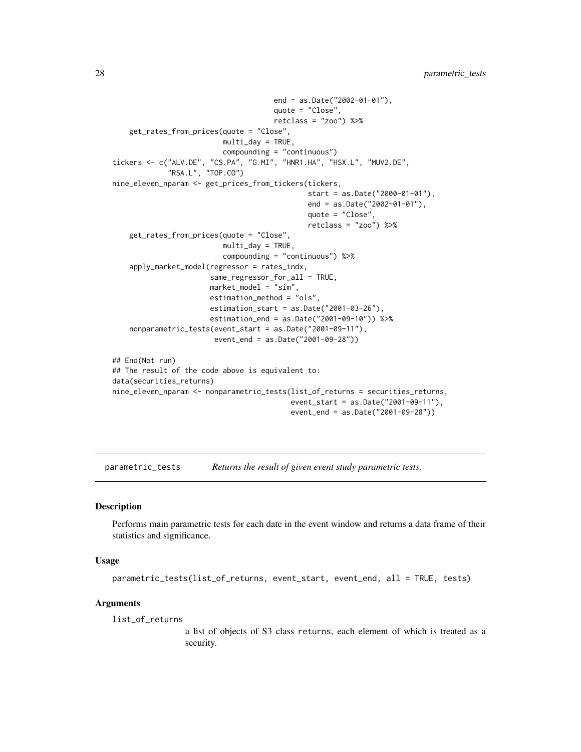```
                                    end = as.Date("2002-01-01"),
                                    quote = "Close",
                                    retclass = "zoo") %>%
    get_rates_from_prices(quote = "Close",
                          multi_day = TRUE,
                          compounding = "continuous")
tickers <- c("ALV.DE", "CS.PA", "G.MI", "HNR1.HA", "HSX.L", "MUV2.DE",
             "RSA.L", "TOP.CO")
nine_eleven_nparam <- get_prices_from_tickers(tickers,
                                              start = as.Date("2000-01-01"),
                                              end = as.Date("2002-01-01"),
                                              quote = "Close",
                                              retclass = "zoo") %>%
    get_rates_from_prices(quote = "Close",
                          multi_day = TRUE,
                          compounding = "continuous") %>%
    apply_market_model(regressor = rates_indx,
                       same_regressor_for_all = TRUE,
                       market_model = "sim",
                       estimation_method = "ols",
                       estimation_start = as.Date("2001-03-26"),
                       estimation_end = as.Date("2001-09-10")) %>%
    nonparametric_tests(event_start = as.Date("2001-09-11"),
                        event_end = as.Date("2001-09-28"))

## End(Not run)
## The result of the code above is equivalent to:
data(securities_returns)
nine_eleven_nparam <- nonparametric_tests(list_of_returns = securities_returns,
                                          event_start = as.Date("2001-09-11"),
                                          event_end = as.Date("2001-09-28"))
```

## parametric_tests *Returns the result of given event study parametric tests.*

### Description

Performs main parametric tests for each date in the event window and returns a data frame of their statistics and significance.

### Usage

```
parametric_tests(list_of_returns, event_start, event_end, all = TRUE, tests)
```

### Arguments

`list_of_returns`
: a list of objects of S3 class `returns`, each element of which is treated as a security.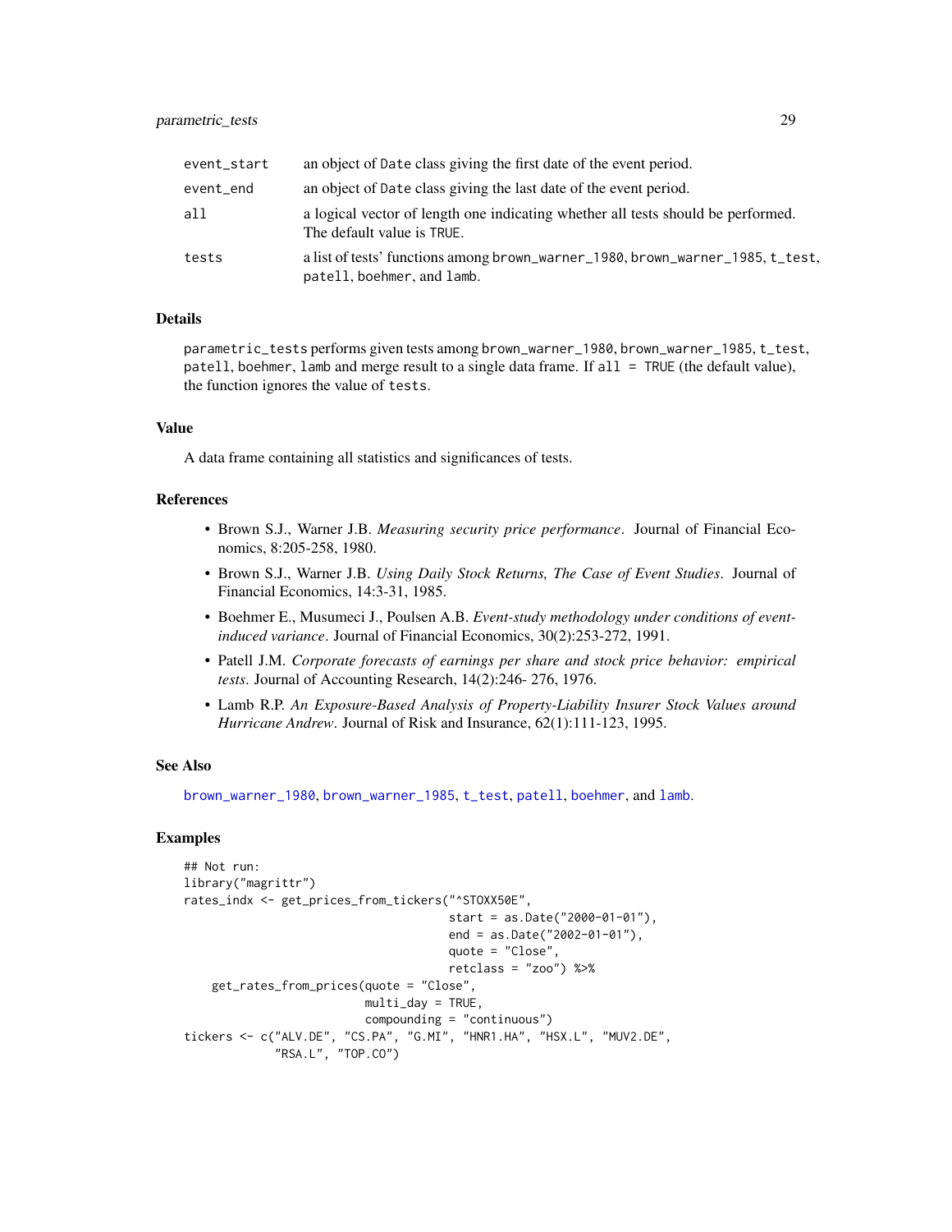| | |
|---|---|
| event_start | an object of Date class giving the first date of the event period. |
| event_end | an object of Date class giving the last date of the event period. |
| all | a logical vector of length one indicating whether all tests should be performed. The default value is TRUE. |
| tests | a list of tests' functions among brown_warner_1980, brown_warner_1985, t_test, patell, boehmer, and lamb. |

### Details

parametric_tests performs given tests among brown_warner_1980, brown_warner_1985, t_test, patell, boehmer, lamb and merge result to a single data frame. If all = TRUE (the default value), the function ignores the value of tests.

### Value

A data frame containing all statistics and significances of tests.

### References

- Brown S.J., Warner J.B. *Measuring security price performance*. Journal of Financial Economics, 8:205-258, 1980.
- Brown S.J., Warner J.B. *Using Daily Stock Returns, The Case of Event Studies*. Journal of Financial Economics, 14:3-31, 1985.
- Boehmer E., Musumeci J., Poulsen A.B. *Event-study methodology under conditions of event-induced variance*. Journal of Financial Economics, 30(2):253-272, 1991.
- Patell J.M. *Corporate forecasts of earnings per share and stock price behavior: empirical tests*. Journal of Accounting Research, 14(2):246- 276, 1976.
- Lamb R.P. *An Exposure-Based Analysis of Property-Liability Insurer Stock Values around Hurricane Andrew*. Journal of Risk and Insurance, 62(1):111-123, 1995.

### See Also

brown_warner_1980, brown_warner_1985, t_test, patell, boehmer, and lamb.

### Examples

```
## Not run:
library("magrittr")
rates_indx <- get_prices_from_tickers("^STOXX50E",
                                      start = as.Date("2000-01-01"),
                                      end = as.Date("2002-01-01"),
                                      quote = "Close",
                                      retclass = "zoo") %>%
    get_rates_from_prices(quote = "Close",
                          multi_day = TRUE,
                          compounding = "continuous")
tickers <- c("ALV.DE", "CS.PA", "G.MI", "HNR1.HA", "HSX.L", "MUV2.DE",
             "RSA.L", "TOP.CO")
```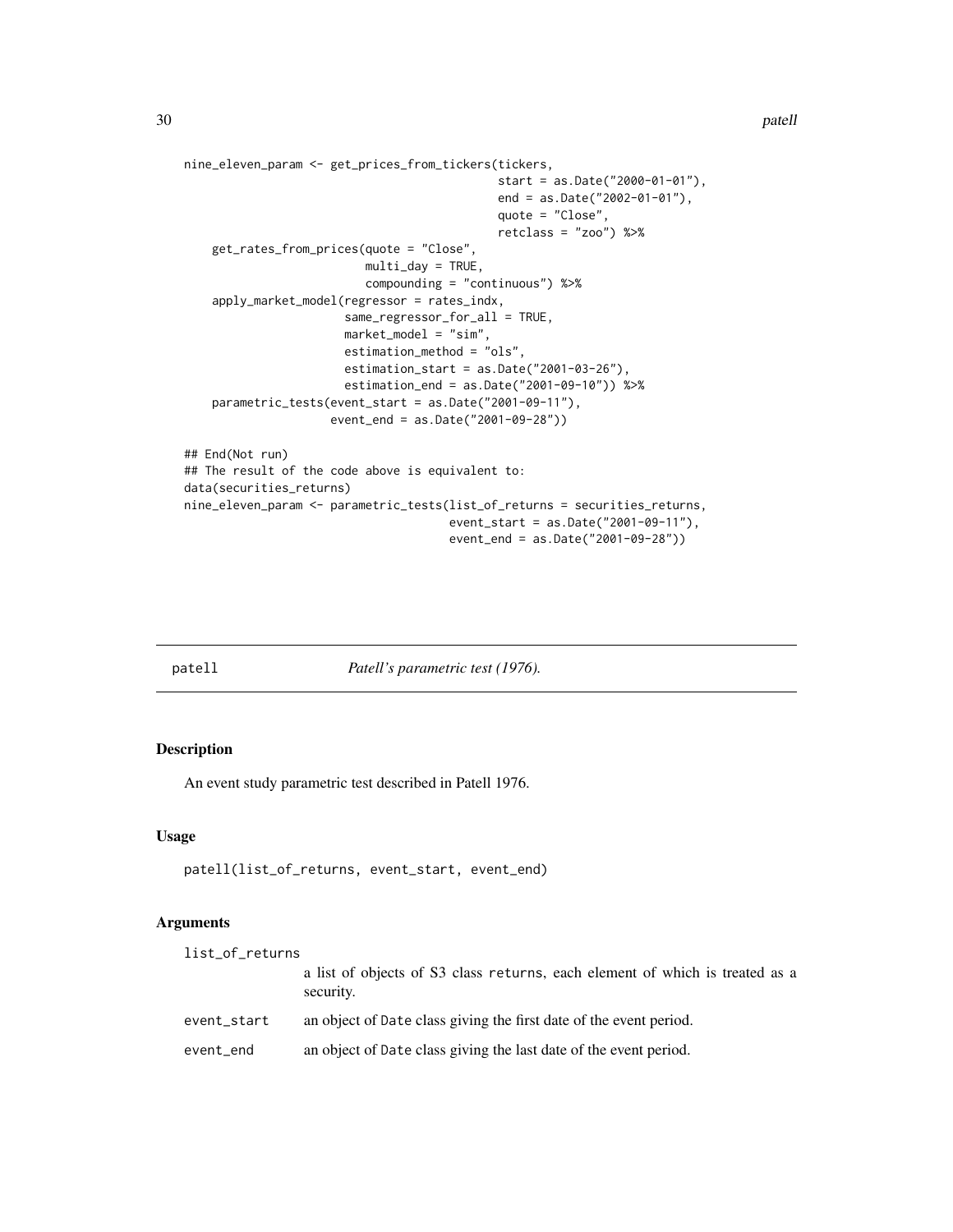```
nine_eleven_param <- get_prices_from_tickers(tickers,
                                             start = as.Date("2000-01-01"),
                                             end = as.Date("2002-01-01"),
                                             quote = "Close",
                                             retclass = "zoo") %>%
    get_rates_from_prices(quote = "Close",
                          multi_day = TRUE,
                          compounding = "continuous") %>%
    apply_market_model(regressor = rates_indx,
                       same_regressor_for_all = TRUE,
                       market_model = "sim",
                       estimation_method = "ols",
                       estimation_start = as.Date("2001-03-26"),
                       estimation_end = as.Date("2001-09-10")) %>%
    parametric_tests(event_start = as.Date("2001-09-11"),
                     event_end = as.Date("2001-09-28"))

## End(Not run)
## The result of the code above is equivalent to:
data(securities_returns)
nine_eleven_param <- parametric_tests(list_of_returns = securities_returns,
                                      event_start = as.Date("2001-09-11"),
                                      event_end = as.Date("2001-09-28"))
```

## patell — *Patell's parametric test (1976).*

### Description

An event study parametric test described in Patell 1976.

### Usage

```
patell(list_of_returns, event_start, event_end)
```

### Arguments

| | |
|---|---|
| list_of_returns | a list of objects of S3 class returns, each element of which is treated as a security. |
| event_start | an object of Date class giving the first date of the event period. |
| event_end | an object of Date class giving the last date of the event period. |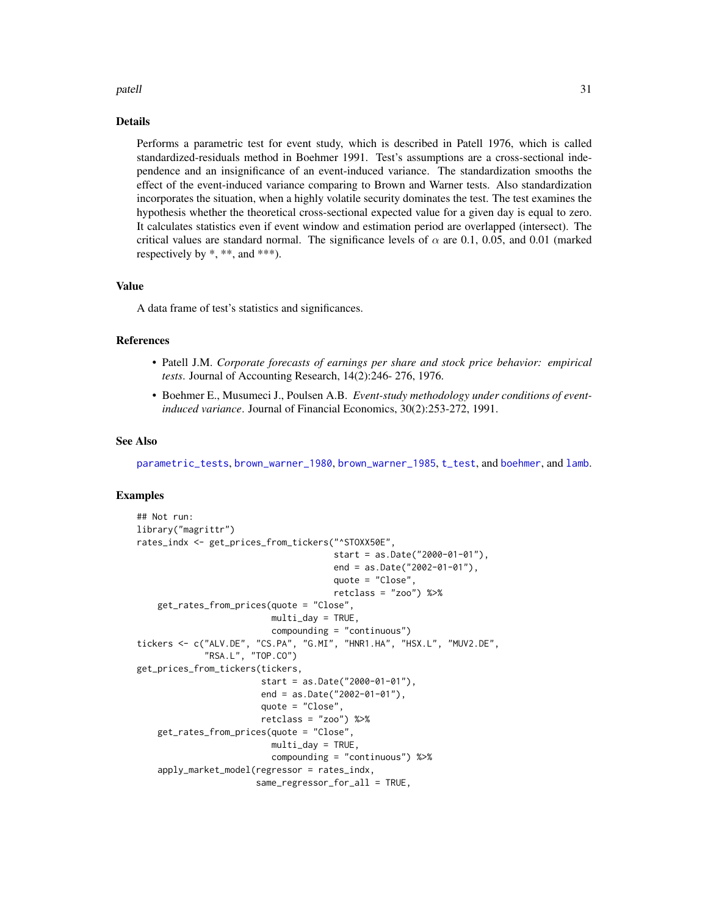## Details

Performs a parametric test for event study, which is described in Patell 1976, which is called standardized-residuals method in Boehmer 1991. Test's assumptions are a cross-sectional independence and an insignificance of an event-induced variance. The standardization smooths the effect of the event-induced variance comparing to Brown and Warner tests. Also standardization incorporates the situation, when a highly volatile security dominates the test. The test examines the hypothesis whether the theoretical cross-sectional expected value for a given day is equal to zero. It calculates statistics even if event window and estimation period are overlapped (intersect). The critical values are standard normal. The significance levels of $\alpha$ are 0.1, 0.05, and 0.01 (marked respectively by *, **, and ***).

## Value

A data frame of test's statistics and significances.

## References

- Patell J.M. *Corporate forecasts of earnings per share and stock price behavior: empirical tests*. Journal of Accounting Research, 14(2):246- 276, 1976.
- Boehmer E., Musumeci J., Poulsen A.B. *Event-study methodology under conditions of event-induced variance*. Journal of Financial Economics, 30(2):253-272, 1991.

## See Also

parametric_tests, brown_warner_1980, brown_warner_1985, t_test, and boehmer, and lamb.

## Examples

```
## Not run:
library("magrittr")
rates_indx <- get_prices_from_tickers("^STOXX50E",
                                      start = as.Date("2000-01-01"),
                                      end = as.Date("2002-01-01"),
                                      quote = "Close",
                                      retclass = "zoo") %>%
    get_rates_from_prices(quote = "Close",
                          multi_day = TRUE,
                          compounding = "continuous")
tickers <- c("ALV.DE", "CS.PA", "G.MI", "HNR1.HA", "HSX.L", "MUV2.DE",
             "RSA.L", "TOP.CO")
get_prices_from_tickers(tickers,
                        start = as.Date("2000-01-01"),
                        end = as.Date("2002-01-01"),
                        quote = "Close",
                        retclass = "zoo") %>%
    get_rates_from_prices(quote = "Close",
                          multi_day = TRUE,
                          compounding = "continuous") %>%
    apply_market_model(regressor = rates_indx,
                       same_regressor_for_all = TRUE,
```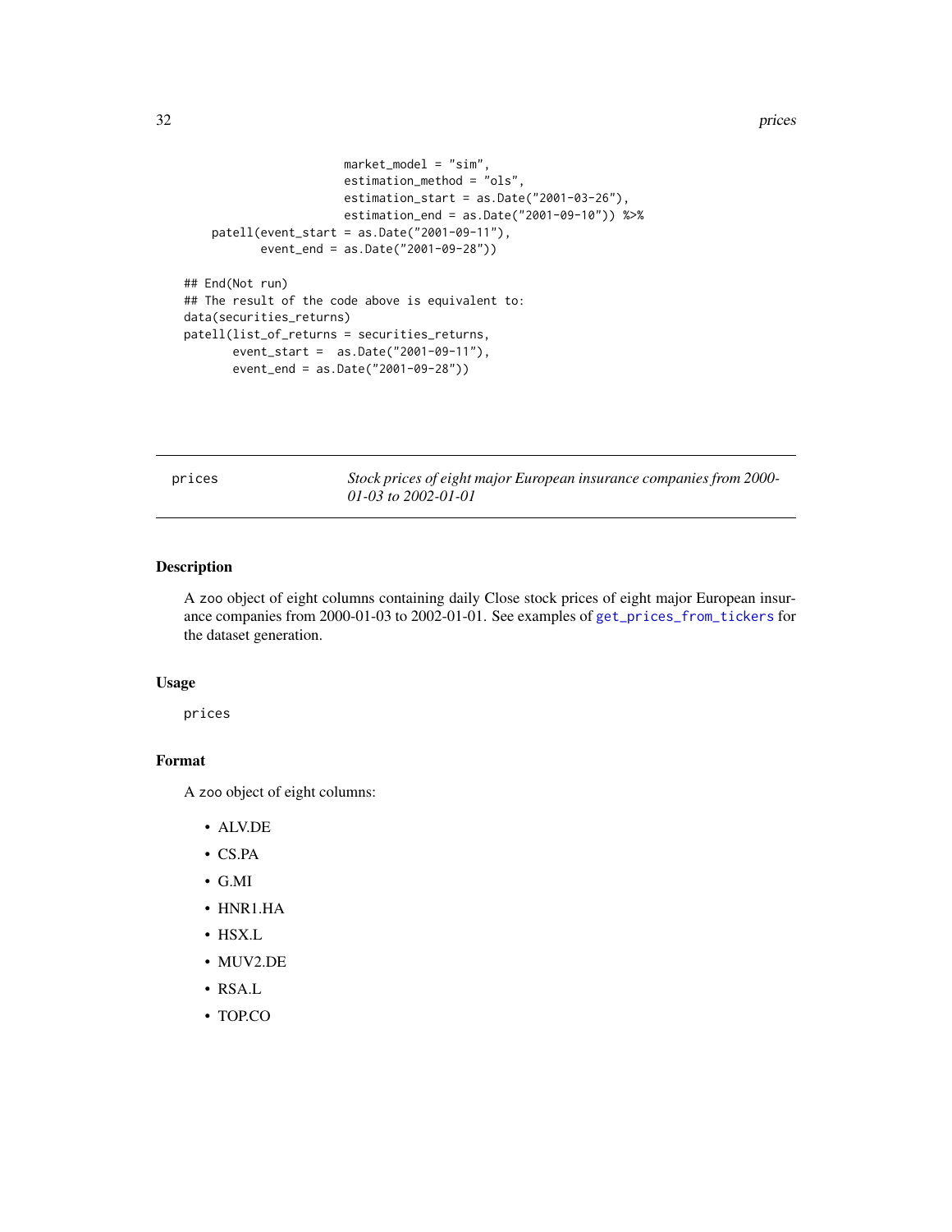```
                        market_model = "sim",
                        estimation_method = "ols",
                        estimation_start = as.Date("2001-03-26"),
                        estimation_end = as.Date("2001-09-10")) %>%
    patell(event_start = as.Date("2001-09-11"),
           event_end = as.Date("2001-09-28"))

## End(Not run)
## The result of the code above is equivalent to:
data(securities_returns)
patell(list_of_returns = securities_returns,
       event_start =  as.Date("2001-09-11"),
       event_end = as.Date("2001-09-28"))
```

---

`prices` *Stock prices of eight major European insurance companies from 2000-01-03 to 2002-01-01*

---

## Description

A zoo object of eight columns containing daily Close stock prices of eight major European insurance companies from 2000-01-03 to 2002-01-01. See examples of `get_prices_from_tickers` for the dataset generation.

## Usage

```
prices
```

## Format

A zoo object of eight columns:

- ALV.DE
- CS.PA
- G.MI
- HNR1.HA
- HSX.L
- MUV2.DE
- RSA.L
- TOP.CO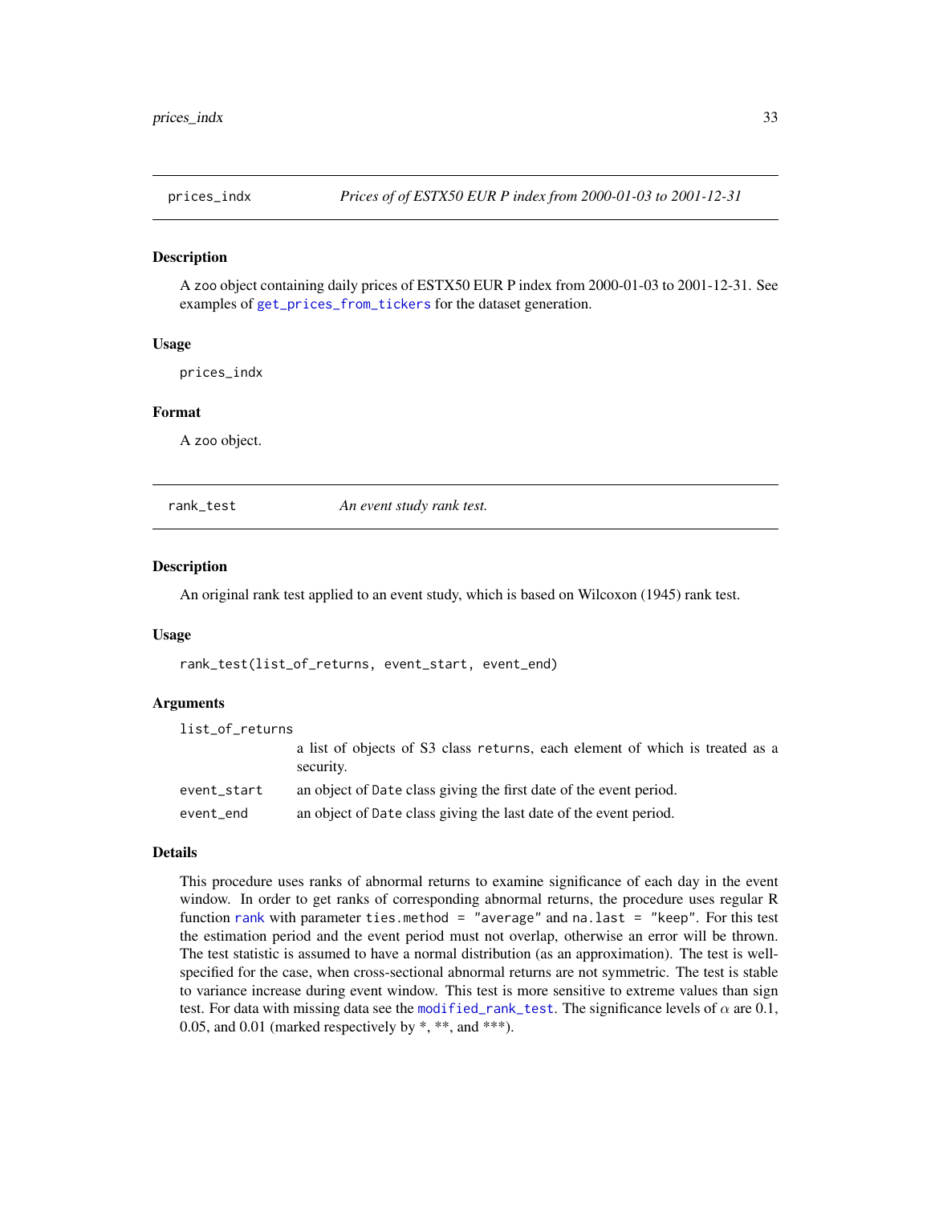## prices_indx — *Prices of of ESTX50 EUR P index from 2000-01-03 to 2001-12-31*

### Description

A zoo object containing daily prices of ESTX50 EUR P index from 2000-01-03 to 2001-12-31. See examples of get_prices_from_tickers for the dataset generation.

### Usage

```
prices_indx
```

### Format

A zoo object.

## rank_test — *An event study rank test.*

### Description

An original rank test applied to an event study, which is based on Wilcoxon (1945) rank test.

### Usage

```
rank_test(list_of_returns, event_start, event_end)
```

### Arguments

| | |
|---|---|
| list_of_returns | a list of objects of S3 class returns, each element of which is treated as a security. |
| event_start | an object of Date class giving the first date of the event period. |
| event_end | an object of Date class giving the last date of the event period. |

### Details

This procedure uses ranks of abnormal returns to examine significance of each day in the event window. In order to get ranks of corresponding abnormal returns, the procedure uses regular R function rank with parameter `ties.method = "average"` and `na.last = "keep"`. For this test the estimation period and the event period must not overlap, otherwise an error will be thrown. The test statistic is assumed to have a normal distribution (as an approximation). The test is well-specified for the case, when cross-sectional abnormal returns are not symmetric. The test is stable to variance increase during event window. This test is more sensitive to extreme values than sign test. For data with missing data see the modified_rank_test. The significance levels of $\alpha$ are 0.1, 0.05, and 0.01 (marked respectively by *, **, and ***).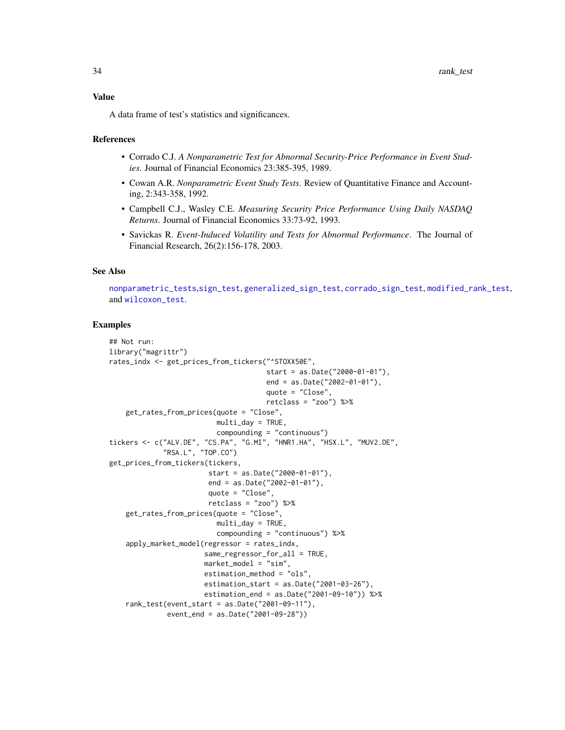### Value

A data frame of test's statistics and significances.

### References

- Corrado C.J. *A Nonparametric Test for Abnormal Security-Price Performance in Event Studies*. Journal of Financial Economics 23:385-395, 1989.
- Cowan A.R. *Nonparametric Event Study Tests*. Review of Quantitative Finance and Accounting, 2:343-358, 1992.
- Campbell C.J., Wasley C.E. *Measuring Security Price Performance Using Daily NASDAQ Returns*. Journal of Financial Economics 33:73-92, 1993.
- Savickas R. *Event-Induced Volatility and Tests for Abnormal Performance*. The Journal of Financial Research, 26(2):156-178, 2003.

### See Also

nonparametric_tests,sign_test, generalized_sign_test, corrado_sign_test, modified_rank_test, and wilcoxon_test.

### Examples

```
## Not run:
library("magrittr")
rates_indx <- get_prices_from_tickers("^STOXX50E",
                                      start = as.Date("2000-01-01"),
                                      end = as.Date("2002-01-01"),
                                      quote = "Close",
                                      retclass = "zoo") %>%
    get_rates_from_prices(quote = "Close",
                          multi_day = TRUE,
                          compounding = "continuous")
tickers <- c("ALV.DE", "CS.PA", "G.MI", "HNR1.HA", "HSX.L", "MUV2.DE",
             "RSA.L", "TOP.CO")
get_prices_from_tickers(tickers,
                        start = as.Date("2000-01-01"),
                        end = as.Date("2002-01-01"),
                        quote = "Close",
                        retclass = "zoo") %>%
    get_rates_from_prices(quote = "Close",
                          multi_day = TRUE,
                          compounding = "continuous") %>%
    apply_market_model(regressor = rates_indx,
                       same_regressor_for_all = TRUE,
                       market_model = "sim",
                       estimation_method = "ols",
                       estimation_start = as.Date("2001-03-26"),
                       estimation_end = as.Date("2001-09-10")) %>%
    rank_test(event_start = as.Date("2001-09-11"),
              event_end = as.Date("2001-09-28"))
```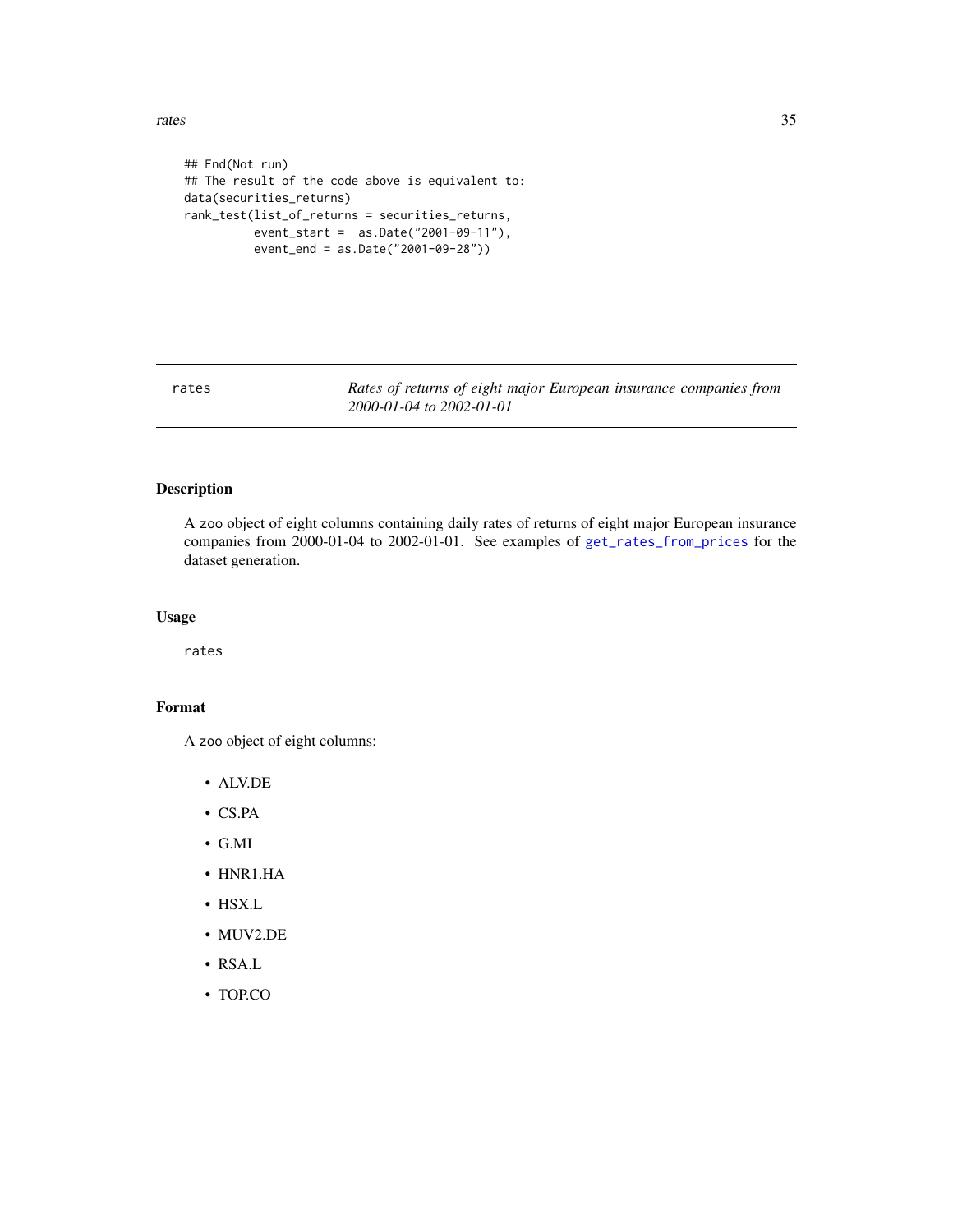```
## End(Not run)
## The result of the code above is equivalent to:
data(securities_returns)
rank_test(list_of_returns = securities_returns,
          event_start =  as.Date("2001-09-11"),
          event_end = as.Date("2001-09-28"))
```

## rates — *Rates of returns of eight major European insurance companies from 2000-01-04 to 2002-01-01*

### Description

A zoo object of eight columns containing daily rates of returns of eight major European insurance companies from 2000-01-04 to 2002-01-01. See examples of get_rates_from_prices for the dataset generation.

### Usage

```
rates
```

### Format

A zoo object of eight columns:

- ALV.DE
- CS.PA
- G.MI
- HNR1.HA
- HSX.L
- MUV2.DE
- RSA.L
- TOP.CO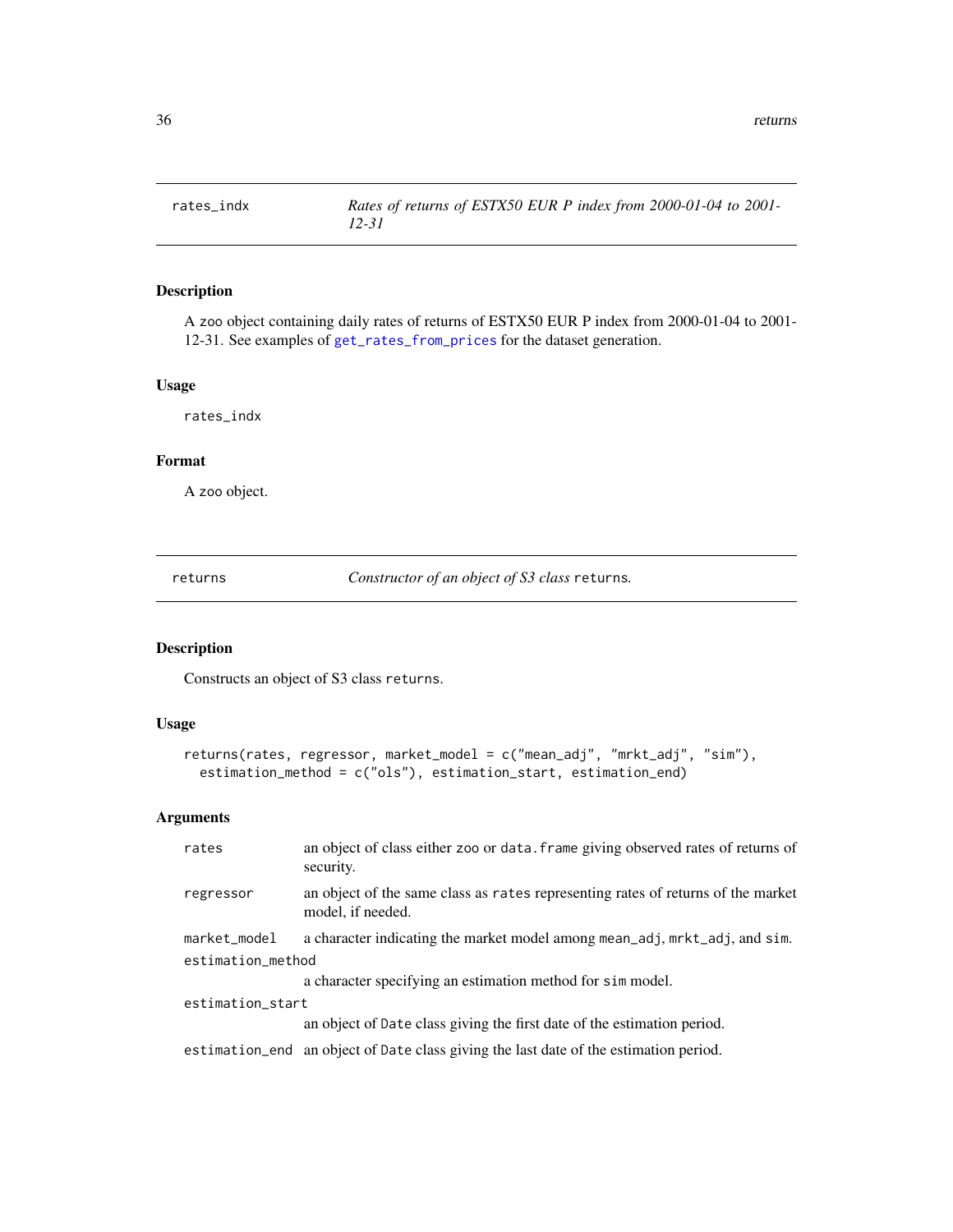## rates_indx — *Rates of returns of ESTX50 EUR P index from 2000-01-04 to 2001-12-31*

### Description

A zoo object containing daily rates of returns of ESTX50 EUR P index from 2000-01-04 to 2001-12-31. See examples of get_rates_from_prices for the dataset generation.

### Usage

```
rates_indx
```

### Format

A zoo object.

## returns — *Constructor of an object of S3 class* returns.

### Description

Constructs an object of S3 class returns.

### Usage

```
returns(rates, regressor, market_model = c("mean_adj", "mrkt_adj", "sim"),
  estimation_method = c("ols"), estimation_start, estimation_end)
```

### Arguments

| | |
|---|---|
| rates | an object of class either zoo or data.frame giving observed rates of returns of security. |
| regressor | an object of the same class as rates representing rates of returns of the market model, if needed. |
| market_model | a character indicating the market model among mean_adj, mrkt_adj, and sim. |
| estimation_method | a character specifying an estimation method for sim model. |
| estimation_start | an object of Date class giving the first date of the estimation period. |
| estimation_end | an object of Date class giving the last date of the estimation period. |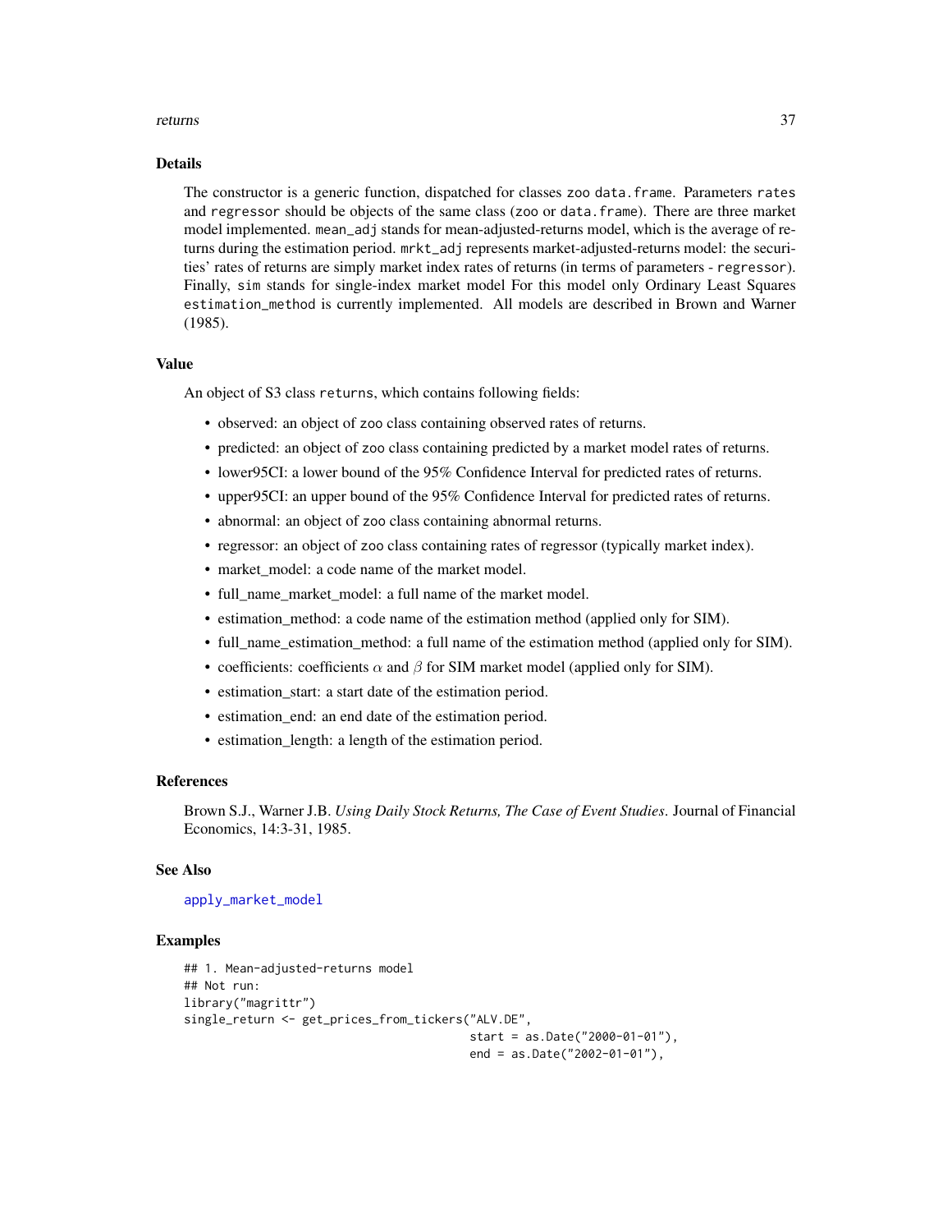### Details

The constructor is a generic function, dispatched for classes `zoo` `data.frame`. Parameters `rates` and `regressor` should be objects of the same class (`zoo` or `data.frame`). There are three market model implemented. `mean_adj` stands for mean-adjusted-returns model, which is the average of returns during the estimation period. `mrkt_adj` represents market-adjusted-returns model: the securities' rates of returns are simply market index rates of returns (in terms of parameters - `regressor`). Finally, `sim` stands for single-index market model For this model only Ordinary Least Squares `estimation_method` is currently implemented. All models are described in Brown and Warner (1985).

### Value

An object of S3 class `returns`, which contains following fields:

- observed: an object of `zoo` class containing observed rates of returns.
- predicted: an object of `zoo` class containing predicted by a market model rates of returns.
- lower95CI: a lower bound of the 95% Confidence Interval for predicted rates of returns.
- upper95CI: an upper bound of the 95% Confidence Interval for predicted rates of returns.
- abnormal: an object of `zoo` class containing abnormal returns.
- regressor: an object of `zoo` class containing rates of regressor (typically market index).
- market_model: a code name of the market model.
- full_name_market_model: a full name of the market model.
- estimation_method: a code name of the estimation method (applied only for SIM).
- full_name_estimation_method: a full name of the estimation method (applied only for SIM).
- coefficients: coefficients $\alpha$ and $\beta$ for SIM market model (applied only for SIM).
- estimation_start: a start date of the estimation period.
- estimation_end: an end date of the estimation period.
- estimation_length: a length of the estimation period.

### References

Brown S.J., Warner J.B. *Using Daily Stock Returns, The Case of Event Studies*. Journal of Financial Economics, 14:3-31, 1985.

### See Also

`apply_market_model`

### Examples

```
## 1. Mean-adjusted-returns model
## Not run:
library("magrittr")
single_return <- get_prices_from_tickers("ALV.DE",
                                         start = as.Date("2000-01-01"),
                                         end = as.Date("2002-01-01"),
```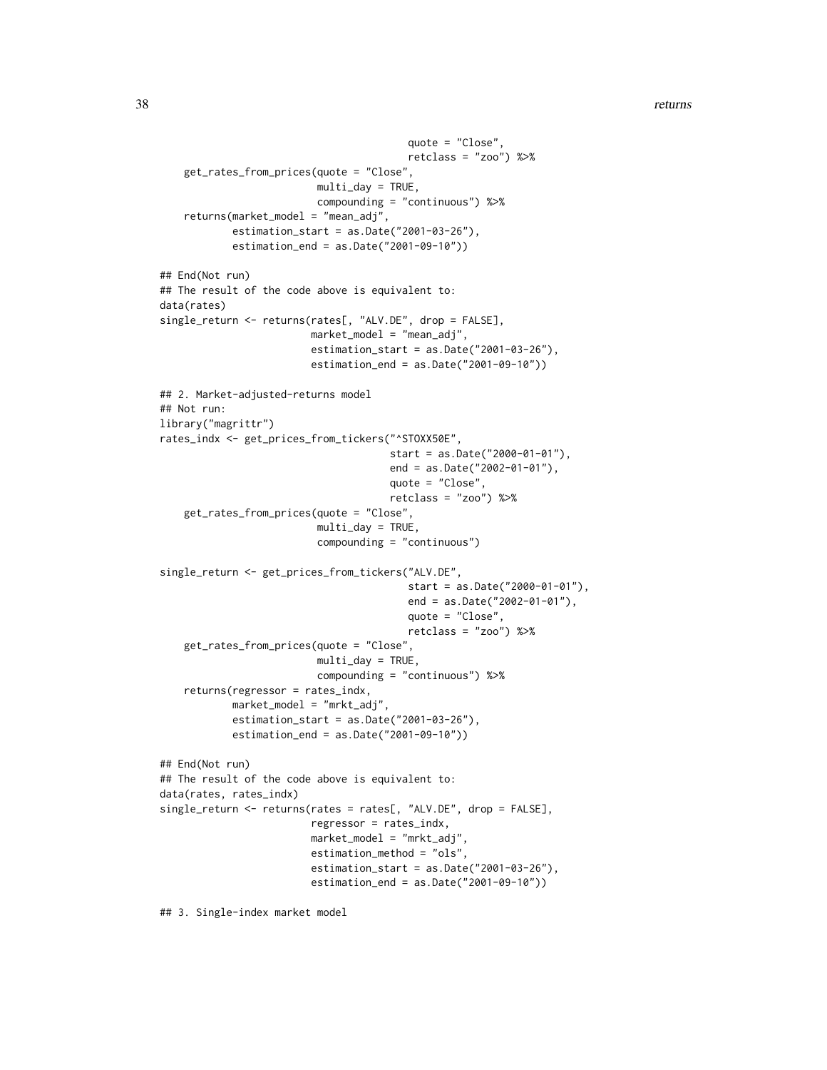```
                                         quote = "Close",
                                         retclass = "zoo") %>%
    get_rates_from_prices(quote = "Close",
                          multi_day = TRUE,
                          compounding = "continuous") %>%
    returns(market_model = "mean_adj",
            estimation_start = as.Date("2001-03-26"),
            estimation_end = as.Date("2001-09-10"))

## End(Not run)
## The result of the code above is equivalent to:
data(rates)
single_return <- returns(rates[, "ALV.DE", drop = FALSE],
                         market_model = "mean_adj",
                         estimation_start = as.Date("2001-03-26"),
                         estimation_end = as.Date("2001-09-10"))

## 2. Market-adjusted-returns model
## Not run:
library("magrittr")
rates_indx <- get_prices_from_tickers("^STOXX50E",
                                      start = as.Date("2000-01-01"),
                                      end = as.Date("2002-01-01"),
                                      quote = "Close",
                                      retclass = "zoo") %>%
    get_rates_from_prices(quote = "Close",
                          multi_day = TRUE,
                          compounding = "continuous")

single_return <- get_prices_from_tickers("ALV.DE",
                                         start = as.Date("2000-01-01"),
                                         end = as.Date("2002-01-01"),
                                         quote = "Close",
                                         retclass = "zoo") %>%
    get_rates_from_prices(quote = "Close",
                          multi_day = TRUE,
                          compounding = "continuous") %>%
    returns(regressor = rates_indx,
            market_model = "mrkt_adj",
            estimation_start = as.Date("2001-03-26"),
            estimation_end = as.Date("2001-09-10"))

## End(Not run)
## The result of the code above is equivalent to:
data(rates, rates_indx)
single_return <- returns(rates = rates[, "ALV.DE", drop = FALSE],
                         regressor = rates_indx,
                         market_model = "mrkt_adj",
                         estimation_method = "ols",
                         estimation_start = as.Date("2001-03-26"),
                         estimation_end = as.Date("2001-09-10"))

## 3. Single-index market model
```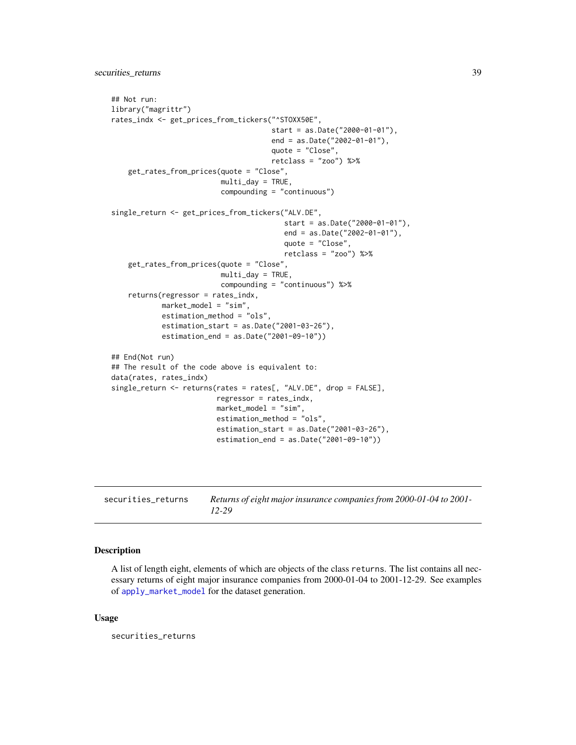```
## Not run:
library("magrittr")
rates_indx <- get_prices_from_tickers("^STOXX50E",
                                      start = as.Date("2000-01-01"),
                                      end = as.Date("2002-01-01"),
                                      quote = "Close",
                                      retclass = "zoo") %>%
    get_rates_from_prices(quote = "Close",
                          multi_day = TRUE,
                          compounding = "continuous")

single_return <- get_prices_from_tickers("ALV.DE",
                                         start = as.Date("2000-01-01"),
                                         end = as.Date("2002-01-01"),
                                         quote = "Close",
                                         retclass = "zoo") %>%
    get_rates_from_prices(quote = "Close",
                          multi_day = TRUE,
                          compounding = "continuous") %>%
    returns(regressor = rates_indx,
            market_model = "sim",
            estimation_method = "ols",
            estimation_start = as.Date("2001-03-26"),
            estimation_end = as.Date("2001-09-10"))

## End(Not run)
## The result of the code above is equivalent to:
data(rates, rates_indx)
single_return <- returns(rates = rates[, "ALV.DE", drop = FALSE],
                         regressor = rates_indx,
                         market_model = "sim",
                         estimation_method = "ols",
                         estimation_start = as.Date("2001-03-26"),
                         estimation_end = as.Date("2001-09-10"))
```

---

`securities_returns` *Returns of eight major insurance companies from 2000-01-04 to 2001-12-29*

---

### Description

A list of length eight, elements of which are objects of the class `returns`. The list contains all necessary returns of eight major insurance companies from 2000-01-04 to 2001-12-29. See examples of `apply_market_model` for the dataset generation.

### Usage

```
securities_returns
```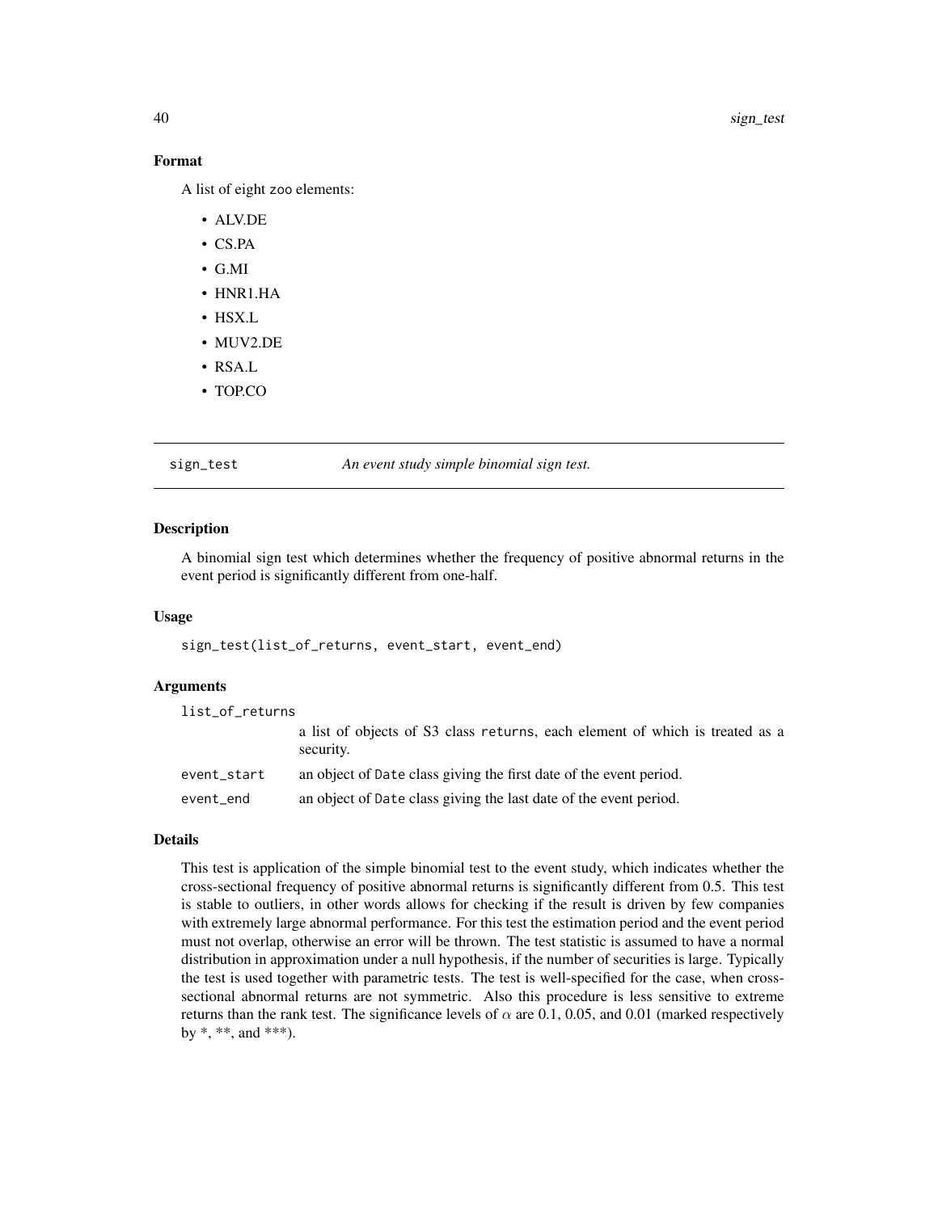### Format

A list of eight zoo elements:

- ALV.DE
- CS.PA
- G.MI
- HNR1.HA
- HSX.L
- MUV2.DE
- RSA.L
- TOP.CO

---

## sign_test — *An event study simple binomial sign test.*

---

### Description

A binomial sign test which determines whether the frequency of positive abnormal returns in the event period is significantly different from one-half.

### Usage

```
sign_test(list_of_returns, event_start, event_end)
```

### Arguments

| | |
|---|---|
| list_of_returns | a list of objects of S3 class returns, each element of which is treated as a security. |
| event_start | an object of Date class giving the first date of the event period. |
| event_end | an object of Date class giving the last date of the event period. |

### Details

This test is application of the simple binomial test to the event study, which indicates whether the cross-sectional frequency of positive abnormal returns is significantly different from 0.5. This test is stable to outliers, in other words allows for checking if the result is driven by few companies with extremely large abnormal performance. For this test the estimation period and the event period must not overlap, otherwise an error will be thrown. The test statistic is assumed to have a normal distribution in approximation under a null hypothesis, if the number of securities is large. Typically the test is used together with parametric tests. The test is well-specified for the case, when cross-sectional abnormal returns are not symmetric. Also this procedure is less sensitive to extreme returns than the rank test. The significance levels of $\alpha$ are 0.1, 0.05, and 0.01 (marked respectively by *, **, and ***).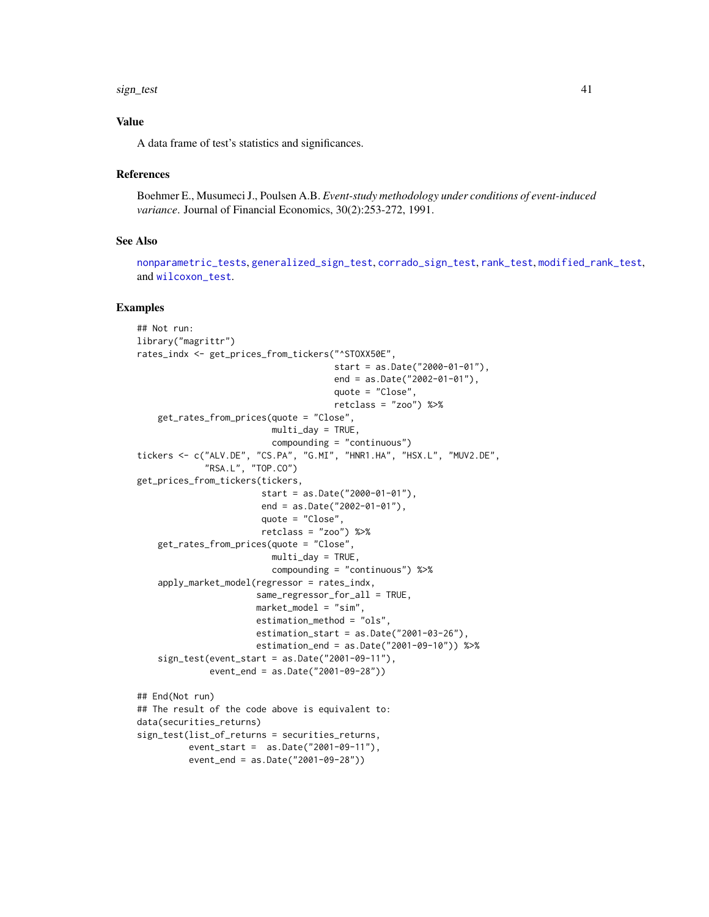## Value

A data frame of test's statistics and significances.

## References

Boehmer E., Musumeci J., Poulsen A.B. *Event-study methodology under conditions of event-induced variance*. Journal of Financial Economics, 30(2):253-272, 1991.

## See Also

nonparametric_tests, generalized_sign_test, corrado_sign_test, rank_test, modified_rank_test, and wilcoxon_test.

## Examples

```
## Not run:
library("magrittr")
rates_indx <- get_prices_from_tickers("^STOXX50E",
                                      start = as.Date("2000-01-01"),
                                      end = as.Date("2002-01-01"),
                                      quote = "Close",
                                      retclass = "zoo") %>%
    get_rates_from_prices(quote = "Close",
                          multi_day = TRUE,
                          compounding = "continuous")
tickers <- c("ALV.DE", "CS.PA", "G.MI", "HNR1.HA", "HSX.L", "MUV2.DE",
             "RSA.L", "TOP.CO")
get_prices_from_tickers(tickers,
                        start = as.Date("2000-01-01"),
                        end = as.Date("2002-01-01"),
                        quote = "Close",
                        retclass = "zoo") %>%
    get_rates_from_prices(quote = "Close",
                          multi_day = TRUE,
                          compounding = "continuous") %>%
    apply_market_model(regressor = rates_indx,
                       same_regressor_for_all = TRUE,
                       market_model = "sim",
                       estimation_method = "ols",
                       estimation_start = as.Date("2001-03-26"),
                       estimation_end = as.Date("2001-09-10")) %>%
    sign_test(event_start = as.Date("2001-09-11"),
              event_end = as.Date("2001-09-28"))

## End(Not run)
## The result of the code above is equivalent to:
data(securities_returns)
sign_test(list_of_returns = securities_returns,
          event_start =  as.Date("2001-09-11"),
          event_end = as.Date("2001-09-28"))
```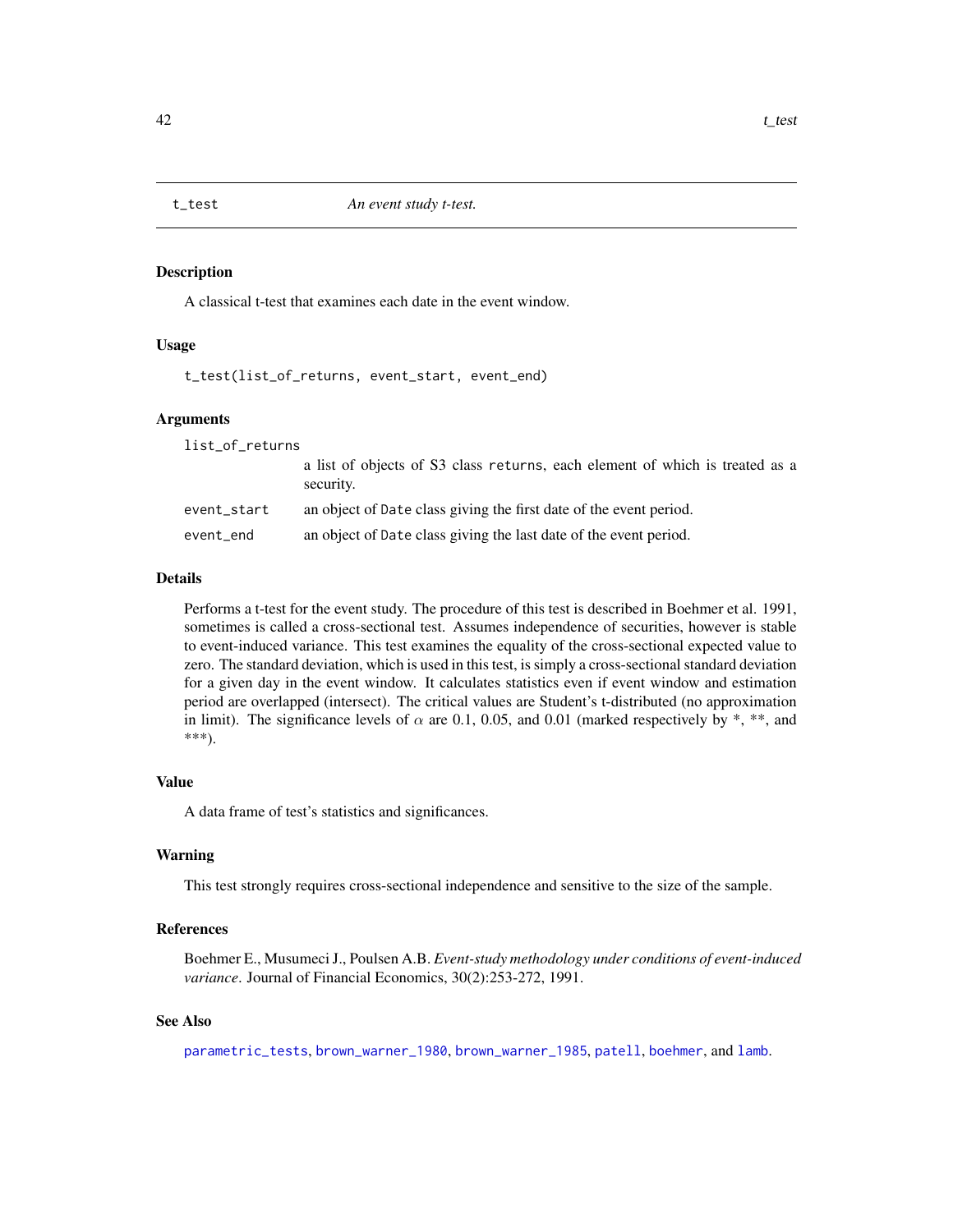## t_test — *An event study t-test.*

### Description

A classical t-test that examines each date in the event window.

### Usage

```
t_test(list_of_returns, event_start, event_end)
```

### Arguments

| | |
|---|---|
| `list_of_returns` | a list of objects of S3 class `returns`, each element of which is treated as a security. |
| `event_start` | an object of `Date` class giving the first date of the event period. |
| `event_end` | an object of `Date` class giving the last date of the event period. |

### Details

Performs a t-test for the event study. The procedure of this test is described in Boehmer et al. 1991, sometimes is called a cross-sectional test. Assumes independence of securities, however is stable to event-induced variance. This test examines the equality of the cross-sectional expected value to zero. The standard deviation, which is used in this test, is simply a cross-sectional standard deviation for a given day in the event window. It calculates statistics even if event window and estimation period are overlapped (intersect). The critical values are Student's t-distributed (no approximation in limit). The significance levels of $\alpha$ are 0.1, 0.05, and 0.01 (marked respectively by *, **, and ***).

### Value

A data frame of test's statistics and significances.

### Warning

This test strongly requires cross-sectional independence and sensitive to the size of the sample.

### References

Boehmer E., Musumeci J., Poulsen A.B. *Event-study methodology under conditions of event-induced variance*. Journal of Financial Economics, 30(2):253-272, 1991.

### See Also

`parametric_tests`, `brown_warner_1980`, `brown_warner_1985`, `patell`, `boehmer`, and `lamb`.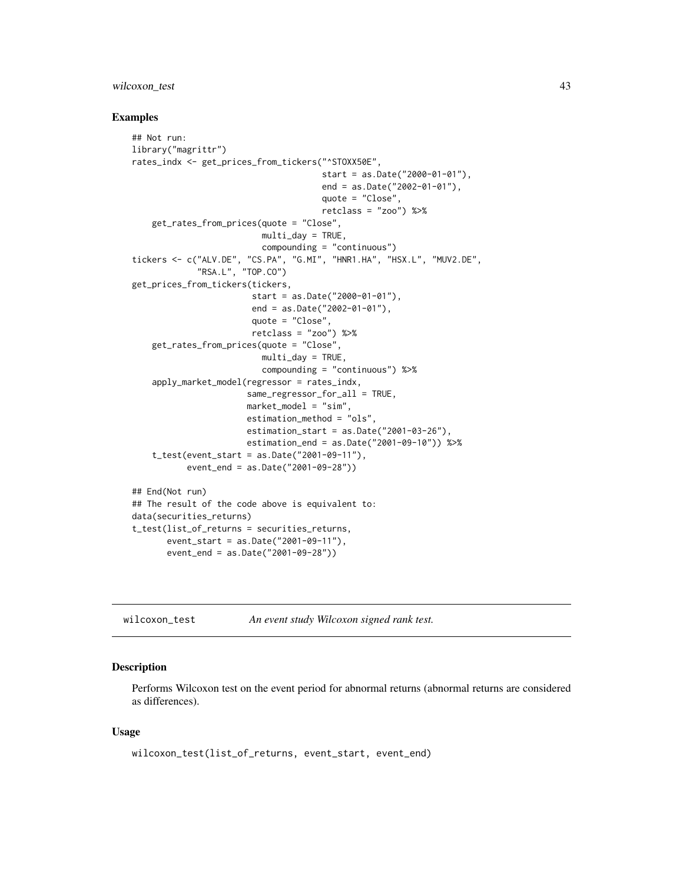## Examples

```
## Not run:
library("magrittr")
rates_indx <- get_prices_from_tickers("^STOXX50E",
                                      start = as.Date("2000-01-01"),
                                      end = as.Date("2002-01-01"),
                                      quote = "Close",
                                      retclass = "zoo") %>%
    get_rates_from_prices(quote = "Close",
                          multi_day = TRUE,
                          compounding = "continuous")
tickers <- c("ALV.DE", "CS.PA", "G.MI", "HNR1.HA", "HSX.L", "MUV2.DE",
             "RSA.L", "TOP.CO")
get_prices_from_tickers(tickers,
                        start = as.Date("2000-01-01"),
                        end = as.Date("2002-01-01"),
                        quote = "Close",
                        retclass = "zoo") %>%
    get_rates_from_prices(quote = "Close",
                          multi_day = TRUE,
                          compounding = "continuous") %>%
    apply_market_model(regressor = rates_indx,
                       same_regressor_for_all = TRUE,
                       market_model = "sim",
                       estimation_method = "ols",
                       estimation_start = as.Date("2001-03-26"),
                       estimation_end = as.Date("2001-09-10")) %>%
    t_test(event_start = as.Date("2001-09-11"),
           event_end = as.Date("2001-09-28"))

## End(Not run)
## The result of the code above is equivalent to:
data(securities_returns)
t_test(list_of_returns = securities_returns,
       event_start = as.Date("2001-09-11"),
       event_end = as.Date("2001-09-28"))
```

---

# wilcoxon_test — *An event study Wilcoxon signed rank test.*

## Description

Performs Wilcoxon test on the event period for abnormal returns (abnormal returns are considered as differences).

## Usage

```
wilcoxon_test(list_of_returns, event_start, event_end)
```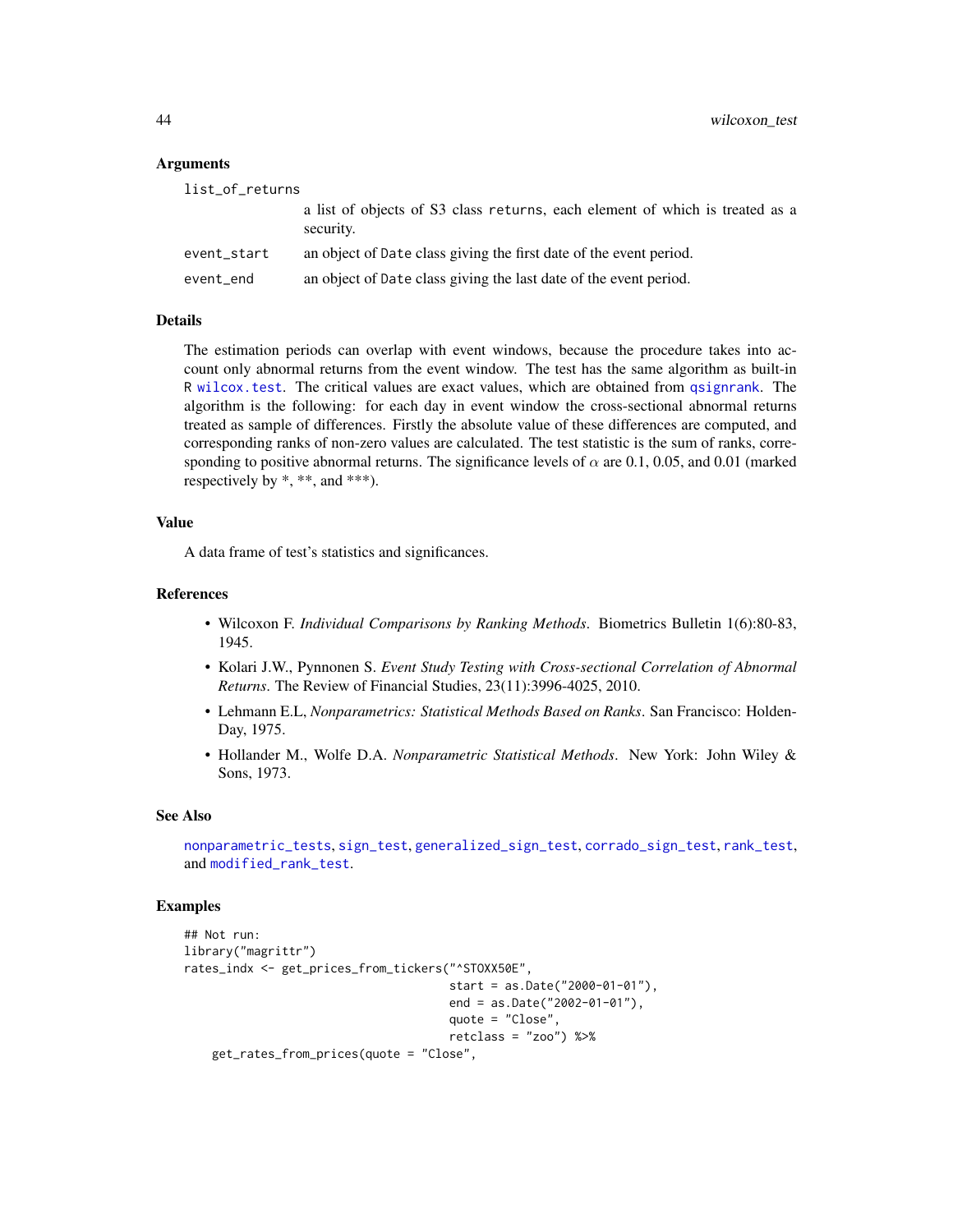## Arguments

`list_of_returns`
: a list of objects of S3 class `returns`, each element of which is treated as a security.

`event_start`
: an object of `Date` class giving the first date of the event period.

`event_end`
: an object of `Date` class giving the last date of the event period.

## Details

The estimation periods can overlap with event windows, because the procedure takes into account only abnormal returns from the event window. The test has the same algorithm as built-in R `wilcox.test`. The critical values are exact values, which are obtained from `qsignrank`. The algorithm is the following: for each day in event window the cross-sectional abnormal returns treated as sample of differences. Firstly the absolute value of these differences are computed, and corresponding ranks of non-zero values are calculated. The test statistic is the sum of ranks, corresponding to positive abnormal returns. The significance levels of $\alpha$ are 0.1, 0.05, and 0.01 (marked respectively by *, **, and ***).

## Value

A data frame of test's statistics and significances.

## References

- Wilcoxon F. *Individual Comparisons by Ranking Methods*. Biometrics Bulletin 1(6):80-83, 1945.
- Kolari J.W., Pynnonen S. *Event Study Testing with Cross-sectional Correlation of Abnormal Returns*. The Review of Financial Studies, 23(11):3996-4025, 2010.
- Lehmann E.L, *Nonparametrics: Statistical Methods Based on Ranks*. San Francisco: Holden-Day, 1975.
- Hollander M., Wolfe D.A. *Nonparametric Statistical Methods*. New York: John Wiley & Sons, 1973.

## See Also

`nonparametric_tests`, `sign_test`, `generalized_sign_test`, `corrado_sign_test`, `rank_test`, and `modified_rank_test`.

## Examples

```
## Not run:
library("magrittr")
rates_indx <- get_prices_from_tickers("^STOXX50E",
                                      start = as.Date("2000-01-01"),
                                      end = as.Date("2002-01-01"),
                                      quote = "Close",
                                      retclass = "zoo") %>%
    get_rates_from_prices(quote = "Close",
```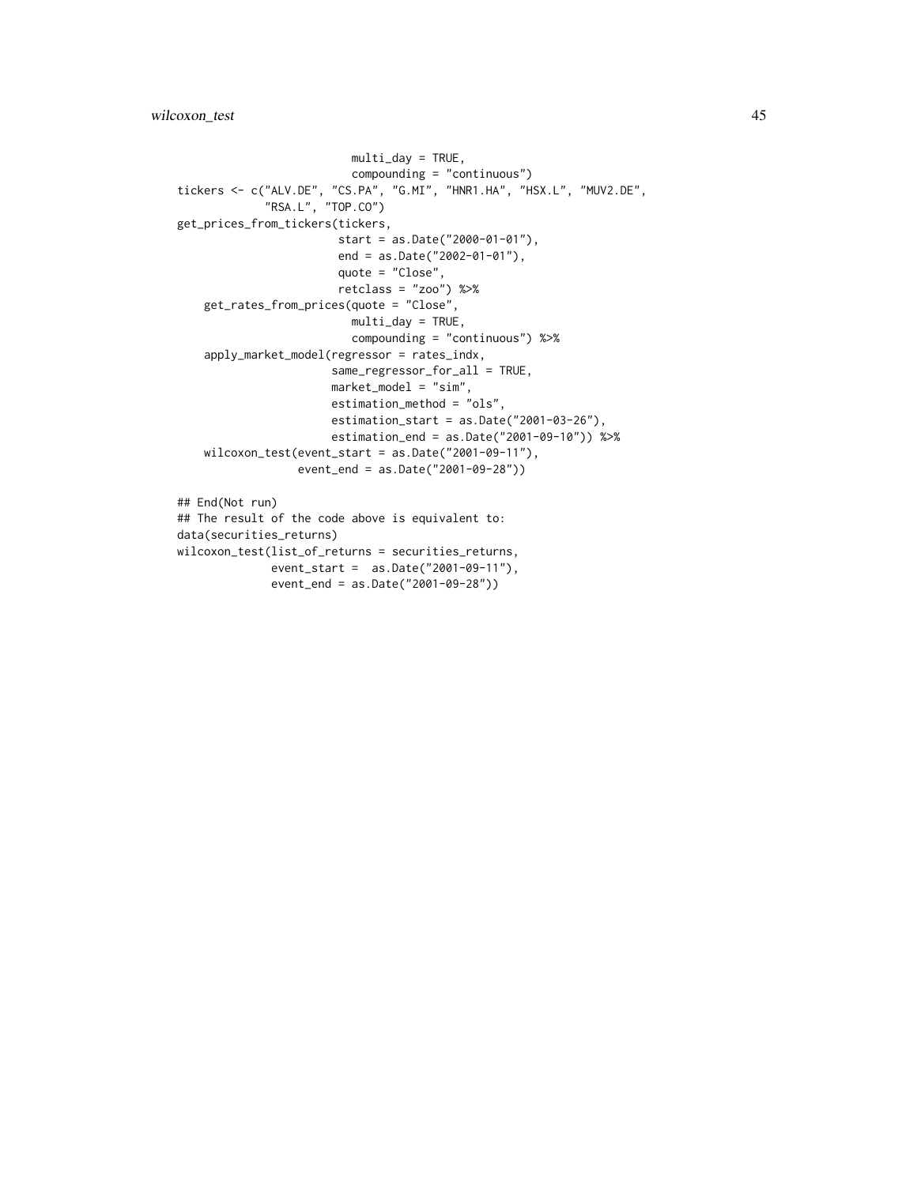```
                          multi_day = TRUE,
                          compounding = "continuous")
tickers <- c("ALV.DE", "CS.PA", "G.MI", "HNR1.HA", "HSX.L", "MUV2.DE",
             "RSA.L", "TOP.CO")
get_prices_from_tickers(tickers,
                        start = as.Date("2000-01-01"),
                        end = as.Date("2002-01-01"),
                        quote = "Close",
                        retclass = "zoo") %>%
    get_rates_from_prices(quote = "Close",
                          multi_day = TRUE,
                          compounding = "continuous") %>%
    apply_market_model(regressor = rates_indx,
                       same_regressor_for_all = TRUE,
                       market_model = "sim",
                       estimation_method = "ols",
                       estimation_start = as.Date("2001-03-26"),
                       estimation_end = as.Date("2001-09-10")) %>%
    wilcoxon_test(event_start = as.Date("2001-09-11"),
                  event_end = as.Date("2001-09-28"))

## End(Not run)
## The result of the code above is equivalent to:
data(securities_returns)
wilcoxon_test(list_of_returns = securities_returns,
              event_start =  as.Date("2001-09-11"),
              event_end = as.Date("2001-09-28"))
```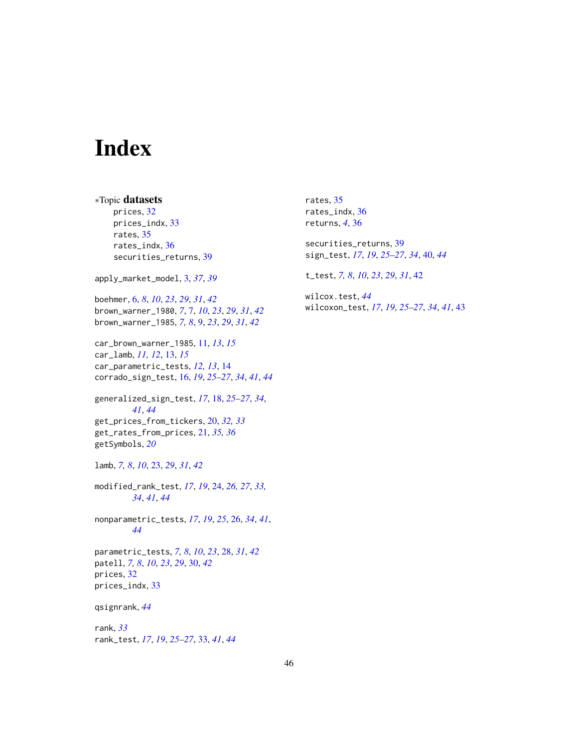# Index

*Topic **datasets**
- prices, 32
- prices_indx, 33
- rates, 35
- rates_indx, 36
- securities_returns, 39

apply_market_model, 3, *37*, *39*

boehmer, 6, *8*, *10*, *23*, *29*, *31*, *42*
brown_warner_1980, *7*, 7, *10*, *23*, *29*, *31*, *42*
brown_warner_1985, *7, 8*, 9, *23*, *29*, *31*, *42*

car_brown_warner_1985, 11, *13*, *15*
car_lamb, *11, 12*, 13, *15*
car_parametric_tests, *12, 13*, 14
corrado_sign_test, 16, *19*, *25–27*, *34*, *41*, *44*

generalized_sign_test, *17*, 18, *25–27*, *34*, *41*, *44*
get_prices_from_tickers, 20, *32, 33*
get_rates_from_prices, 21, *35, 36*
getSymbols, *20*

lamb, *7, 8*, *10*, 23, *29*, *31*, *42*

modified_rank_test, *17*, *19*, 24, *26, 27*, *33, 34*, *41*, *44*

nonparametric_tests, *17*, *19*, *25*, 26, *34*, *41*, *44*

parametric_tests, *7, 8*, *10*, *23*, 28, *31*, *42*
patell, *7, 8*, *10*, *23*, *29*, 30, *42*
prices, 32
prices_indx, 33

qsignrank, *44*

rank, *33*
rank_test, *17*, *19*, *25–27*, 33, *41*, *44*
rates, 35
rates_indx, 36
returns, *4*, 36

securities_returns, 39
sign_test, *17*, *19*, *25–27*, *34*, 40, *44*

t_test, *7, 8*, *10*, *23*, *29*, *31*, 42

wilcox.test, *44*
wilcoxon_test, *17*, *19*, *25–27*, *34*, *41*, 43